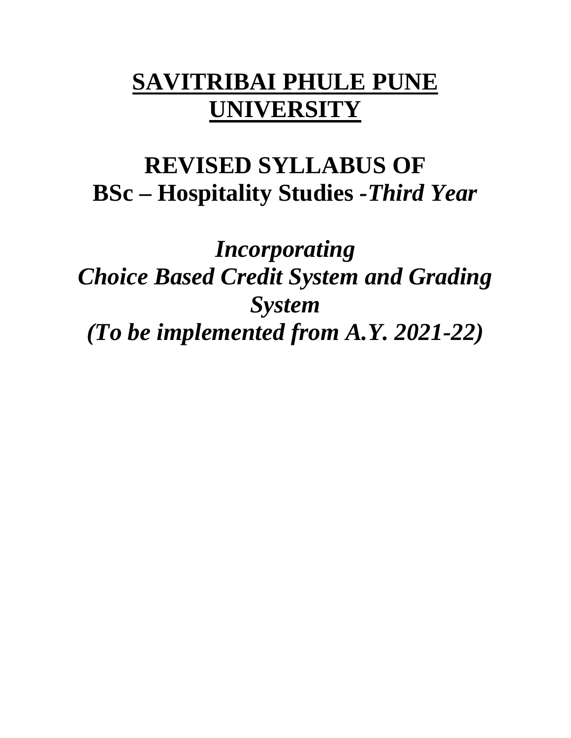# SAVITRIBAI PHULE PUNE UNIVERSITY

## REVISED SYLLABUS OF
## BSc – Hospitality Studies -*Third Year*

## *Incorporating*
## *Choice Based Credit System and Grading System*
## *(To be implemented from A.Y. 2021-22)*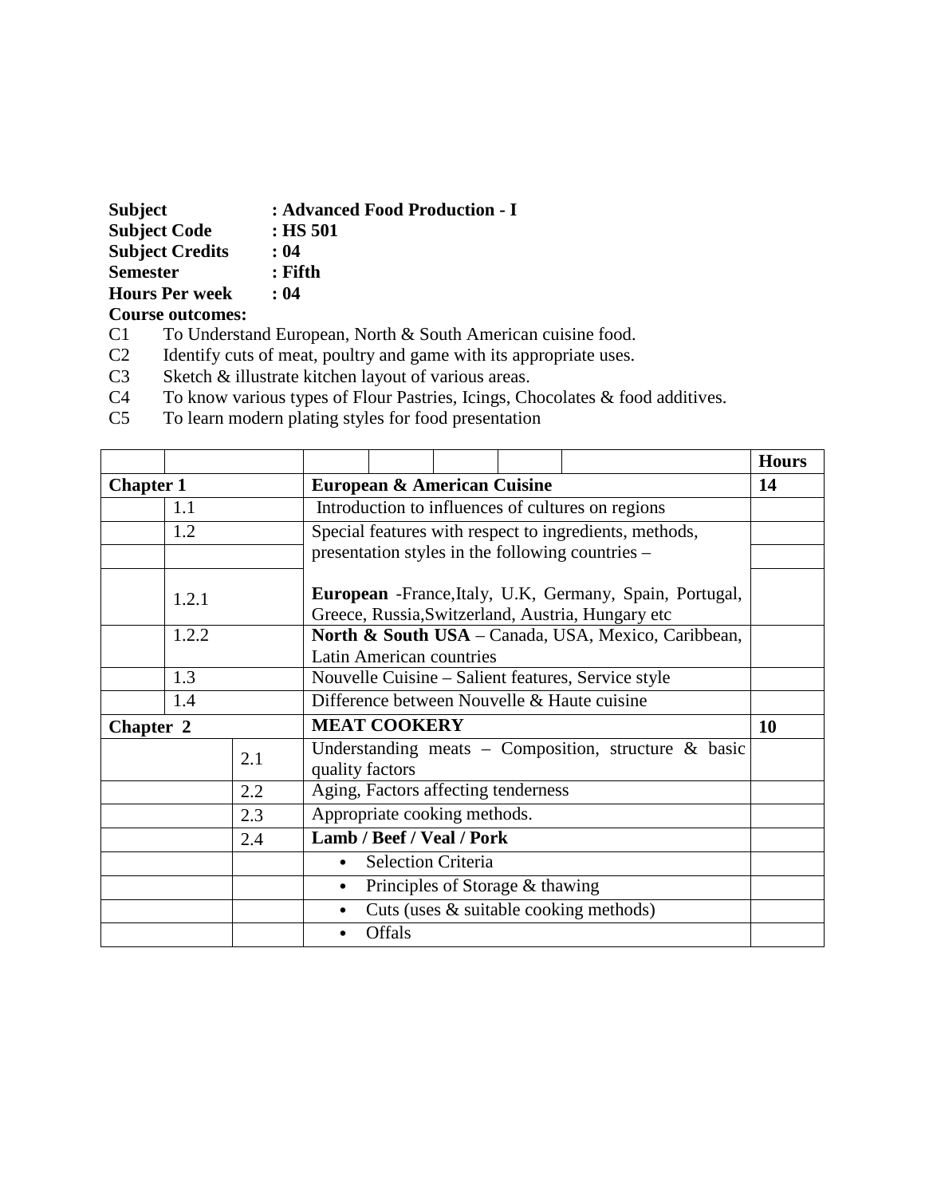**Subject** : **Advanced Food Production - I**
**Subject Code** : **HS 501**
**Subject Credits** : **04**
**Semester** : **Fifth**
**Hours Per week** : **04**

**Course outcomes:**

C1 To Understand European, North & South American cuisine food.
C2 Identify cuts of meat, poultry and game with its appropriate uses.
C3 Sketch & illustrate kitchen layout of various areas.
C4 To know various types of Flour Pastries, Icings, Chocolates & food additives.
C5 To learn modern plating styles for food presentation

| | | | | Hours |
|---|---|---|---|---|
| **Chapter 1** | | | **European & American Cuisine** | **14** |
| | 1.1 | | Introduction to influences of cultures on regions | |
| | 1.2 | | Special features with respect to ingredients, methods, presentation styles in the following countries – | |
| | 1.2.1 | | **European** -France,Italy, U.K, Germany, Spain, Portugal, Greece, Russia,Switzerland, Austria, Hungary etc | |
| | 1.2.2 | | **North & South USA** – Canada, USA, Mexico, Caribbean, Latin American countries | |
| | 1.3 | | Nouvelle Cuisine – Salient features, Service style | |
| | 1.4 | | Difference between Nouvelle & Haute cuisine | |
| **Chapter 2** | | | **MEAT COOKERY** | **10** |
| | | 2.1 | Understanding meats – Composition, structure & basic quality factors | |
| | | 2.2 | Aging, Factors affecting tenderness | |
| | | 2.3 | Appropriate cooking methods. | |
| | | 2.4 | **Lamb / Beef / Veal / Pork** | |
| | | | • Selection Criteria | |
| | | | • Principles of Storage & thawing | |
| | | | • Cuts (uses & suitable cooking methods) | |
| | | | • Offals | |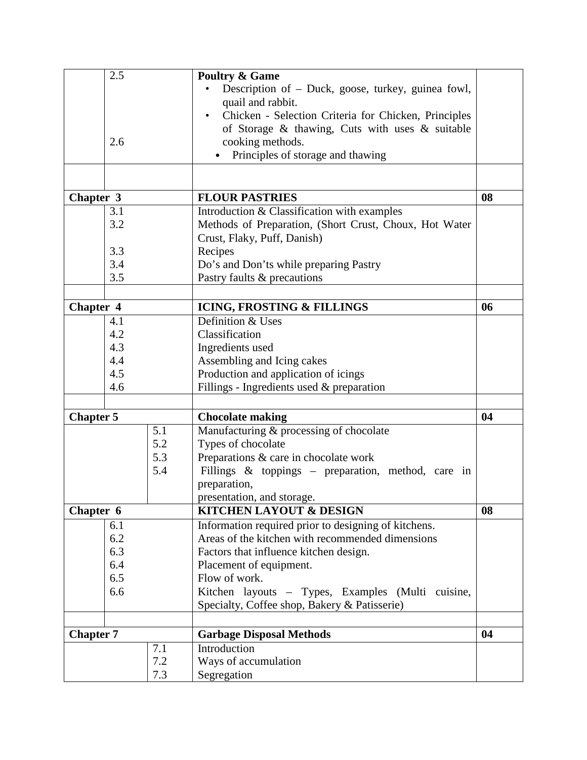| | | | |
|---|---|---|---|
| | 2.5<br><br><br><br>2.6 | **Poultry & Game**<br>• Description of – Duck, goose, turkey, guinea fowl, quail and rabbit.<br>• Chicken - Selection Criteria for Chicken, Principles of Storage & thawing, Cuts with uses & suitable cooking methods.<br>• Principles of storage and thawing | |
| | | | |
| **Chapter 3** | | **FLOUR PASTRIES** | **08** |
| | 3.1<br>3.2<br><br>3.3<br>3.4<br>3.5 | Introduction & Classification with examples<br>Methods of Preparation, (Short Crust, Choux, Hot Water Crust, Flaky, Puff, Danish)<br>Recipes<br>Do's and Don'ts while preparing Pastry<br>Pastry faults & precautions | |
| | | | |
| **Chapter 4** | | **ICING, FROSTING & FILLINGS** | **06** |
| | 4.1<br>4.2<br>4.3<br>4.4<br>4.5<br>4.6 | Definition & Uses<br>Classification<br>Ingredients used<br>Assembling and Icing cakes<br>Production and application of icings<br>Fillings - Ingredients used & preparation | |
| | | | |
| **Chapter 5** | | **Chocolate making** | **04** |
| | 5.1<br>5.2<br>5.3<br>5.4 | Manufacturing & processing of chocolate<br>Types of chocolate<br>Preparations & care in chocolate work<br>Fillings & toppings – preparation, method, care in preparation,<br>presentation, and storage. | |
| **Chapter 6** | | **KITCHEN LAYOUT & DESIGN** | **08** |
| | 6.1<br>6.2<br>6.3<br>6.4<br>6.5<br>6.6 | Information required prior to designing of kitchens.<br>Areas of the kitchen with recommended dimensions<br>Factors that influence kitchen design.<br>Placement of equipment.<br>Flow of work.<br>Kitchen layouts – Types, Examples (Multi cuisine, Specialty, Coffee shop, Bakery & Patisserie) | |
| | | | |
| **Chapter 7** | | **Garbage Disposal Methods** | **04** |
| | 7.1<br>7.2<br>7.3 | Introduction<br>Ways of accumulation<br>Segregation | |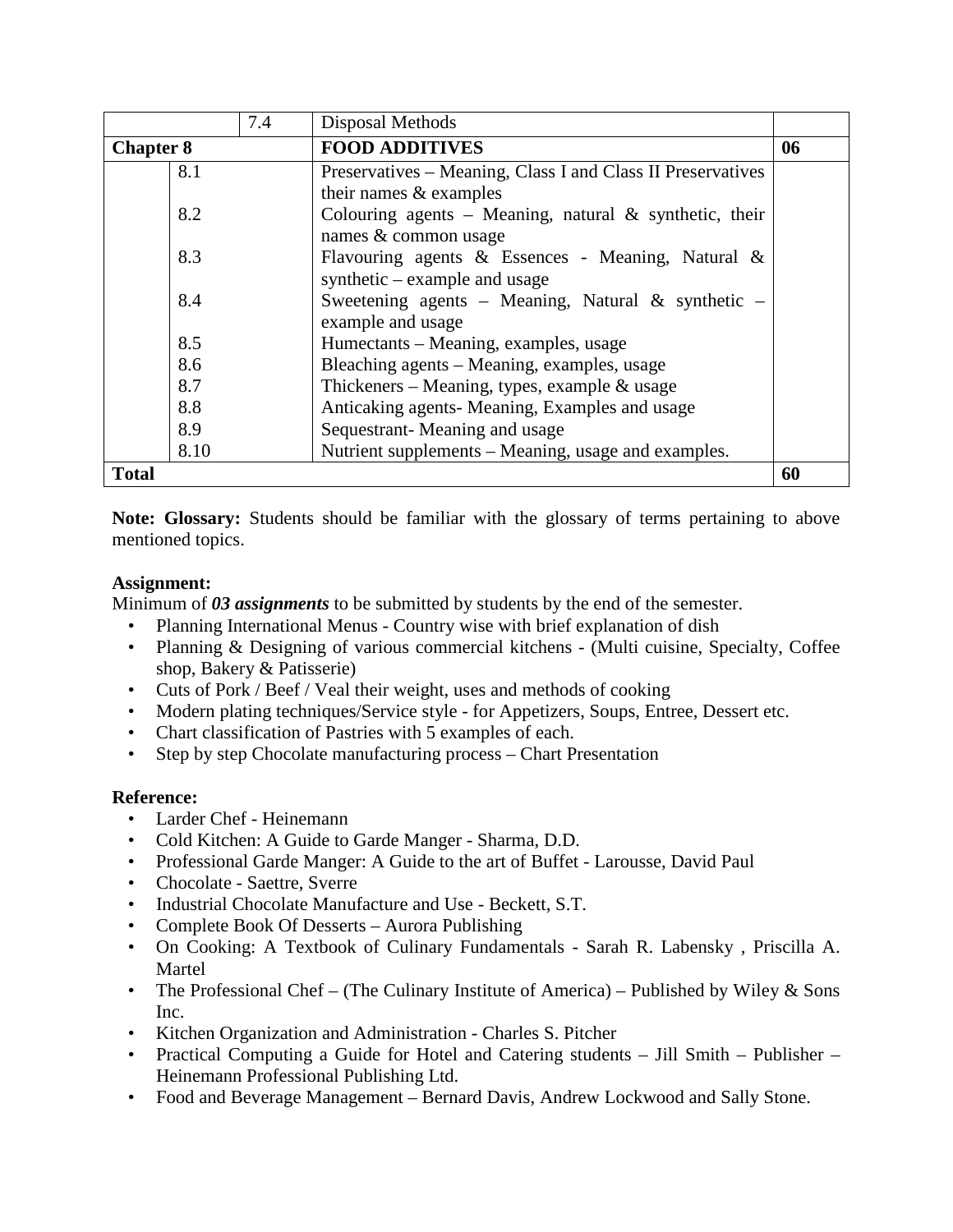| | | | |
|---|---|---|---|
| | 7.4 | Disposal Methods | |
| **Chapter 8** | | **FOOD ADDITIVES** | **06** |
| | 8.1 | Preservatives – Meaning, Class I and Class II Preservatives their names & examples | |
| | 8.2 | Colouring agents – Meaning, natural & synthetic, their names & common usage | |
| | 8.3 | Flavouring agents & Essences - Meaning, Natural & synthetic – example and usage | |
| | 8.4 | Sweetening agents – Meaning, Natural & synthetic – example and usage | |
| | 8.5 | Humectants – Meaning, examples, usage | |
| | 8.6 | Bleaching agents – Meaning, examples, usage | |
| | 8.7 | Thickeners – Meaning, types, example & usage | |
| | 8.8 | Anticaking agents- Meaning, Examples and usage | |
| | 8.9 | Sequestrant- Meaning and usage | |
| | 8.10 | Nutrient supplements – Meaning, usage and examples. | |
| **Total** | | | **60** |

**Note: Glossary:** Students should be familiar with the glossary of terms pertaining to above mentioned topics.

**Assignment:**

Minimum of ***03 assignments*** to be submitted by students by the end of the semester.

- Planning International Menus - Country wise with brief explanation of dish
- Planning & Designing of various commercial kitchens - (Multi cuisine, Specialty, Coffee shop, Bakery & Patisserie)
- Cuts of Pork / Beef / Veal their weight, uses and methods of cooking
- Modern plating techniques/Service style - for Appetizers, Soups, Entree, Dessert etc.
- Chart classification of Pastries with 5 examples of each.
- Step by step Chocolate manufacturing process – Chart Presentation

**Reference:**

- Larder Chef - Heinemann
- Cold Kitchen: A Guide to Garde Manger - Sharma, D.D.
- Professional Garde Manger: A Guide to the art of Buffet - Larousse, David Paul
- Chocolate - Saettre, Sverre
- Industrial Chocolate Manufacture and Use - Beckett, S.T.
- Complete Book Of Desserts – Aurora Publishing
- On Cooking: A Textbook of Culinary Fundamentals - Sarah R. Labensky , Priscilla A. Martel
- The Professional Chef – (The Culinary Institute of America) – Published by Wiley & Sons Inc.
- Kitchen Organization and Administration - Charles S. Pitcher
- Practical Computing a Guide for Hotel and Catering students – Jill Smith – Publisher – Heinemann Professional Publishing Ltd.
- Food and Beverage Management – Bernard Davis, Andrew Lockwood and Sally Stone.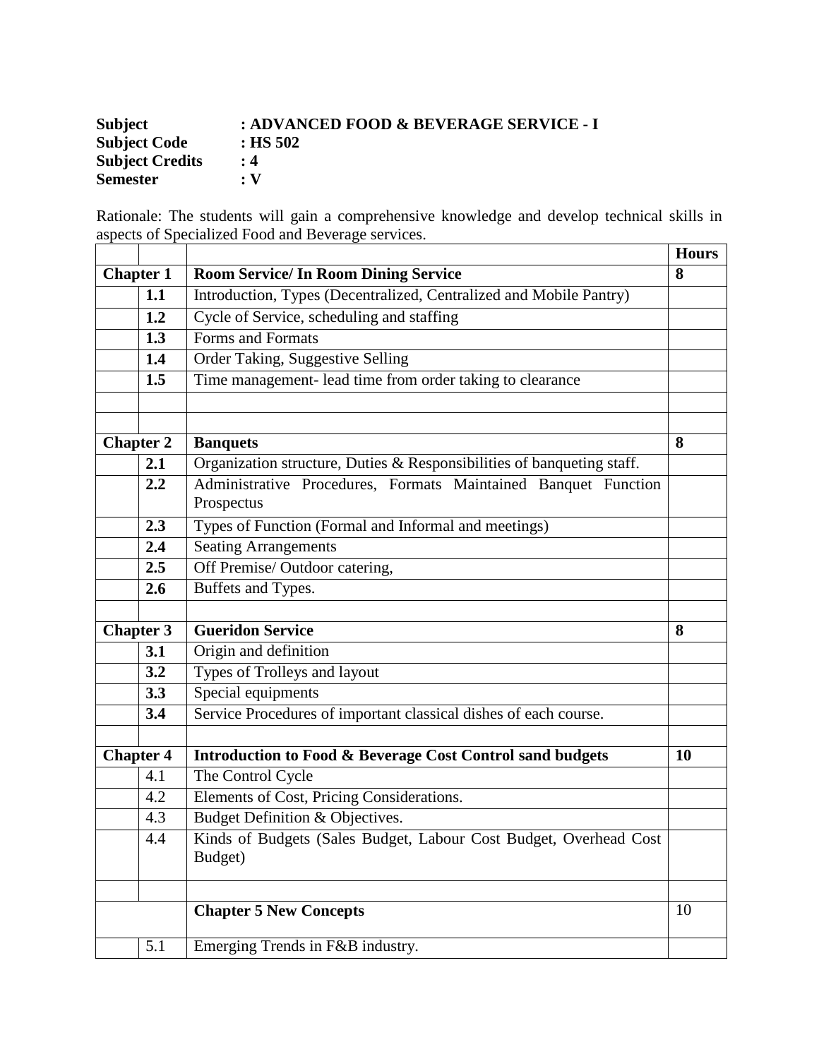**Subject** : **ADVANCED FOOD & BEVERAGE SERVICE - I**
**Subject Code** : **HS 502**
**Subject Credits** : **4**
**Semester** : **V**

Rationale: The students will gain a comprehensive knowledge and develop technical skills in aspects of Specialized Food and Beverage services.

| | | | Hours |
|---|---|---|---|
| **Chapter 1** | | **Room Service/ In Room Dining Service** | **8** |
| | **1.1** | Introduction, Types (Decentralized, Centralized and Mobile Pantry) | |
| | **1.2** | Cycle of Service, scheduling and staffing | |
| | **1.3** | Forms and Formats | |
| | **1.4** | Order Taking, Suggestive Selling | |
| | **1.5** | Time management- lead time from order taking to clearance | |
| | | | |
| | | | |
| **Chapter 2** | | **Banquets** | **8** |
| | **2.1** | Organization structure, Duties & Responsibilities of banqueting staff. | |
| | **2.2** | Administrative Procedures, Formats Maintained Banquet Function Prospectus | |
| | **2.3** | Types of Function (Formal and Informal and meetings) | |
| | **2.4** | Seating Arrangements | |
| | **2.5** | Off Premise/ Outdoor catering, | |
| | **2.6** | Buffets and Types. | |
| | | | |
| **Chapter 3** | | **Gueridon Service** | **8** |
| | **3.1** | Origin and definition | |
| | **3.2** | Types of Trolleys and layout | |
| | **3.3** | Special equipments | |
| | **3.4** | Service Procedures of important classical dishes of each course. | |
| | | | |
| **Chapter 4** | | **Introduction to Food & Beverage Cost Control sand budgets** | **10** |
| | 4.1 | The Control Cycle | |
| | 4.2 | Elements of Cost, Pricing Considerations. | |
| | 4.3 | Budget Definition & Objectives. | |
| | 4.4 | Kinds of Budgets (Sales Budget, Labour Cost Budget, Overhead Cost Budget) | |
| | | | |
| | | **Chapter 5 New Concepts** | 10 |
| | 5.1 | Emerging Trends in F&B industry. | |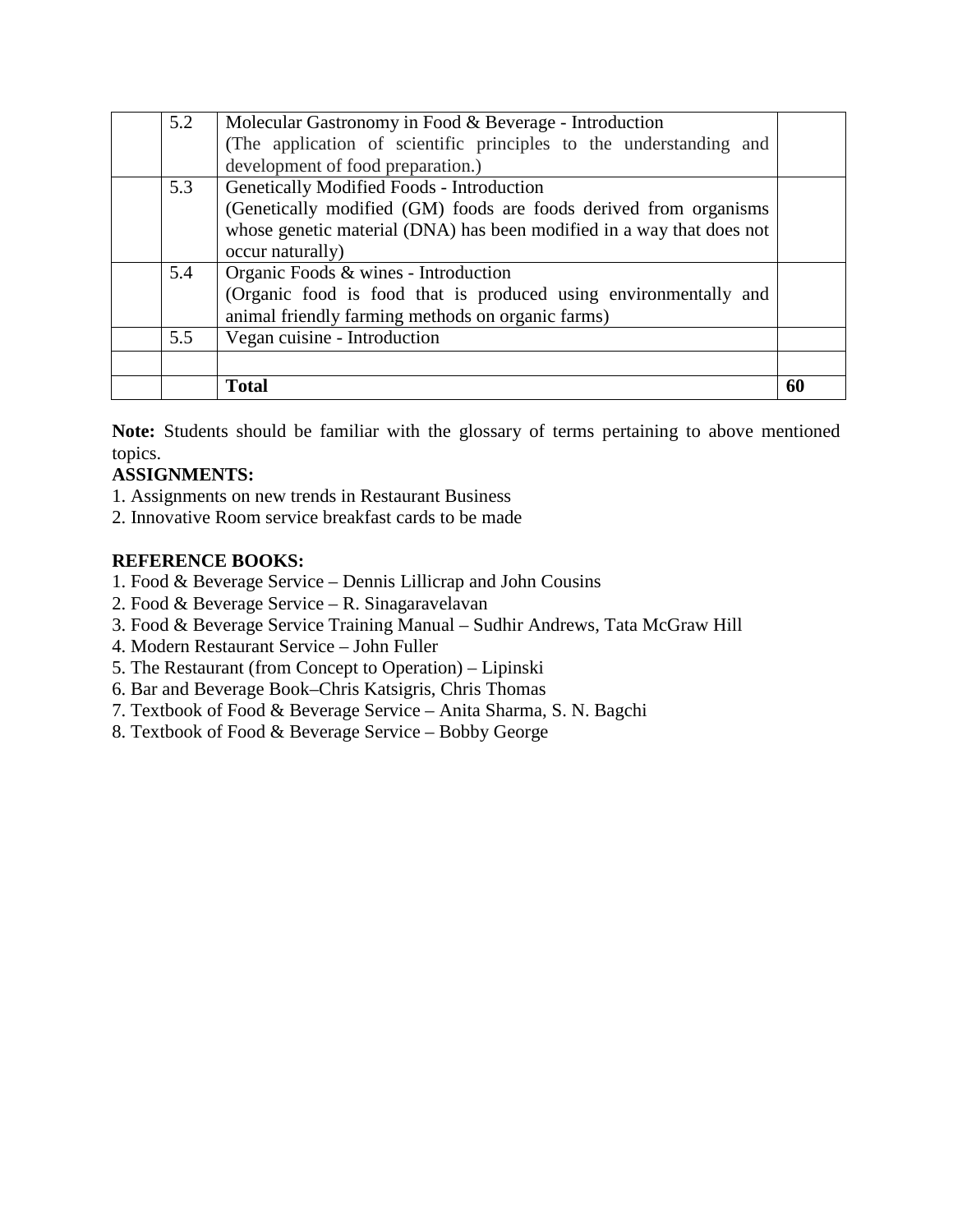| | | | |
|---|---|---|---|
| | 5.2 | Molecular Gastronomy in Food & Beverage - Introduction (The application of scientific principles to the understanding and development of food preparation.) | |
| | 5.3 | Genetically Modified Foods - Introduction (Genetically modified (GM) foods are foods derived from organisms whose genetic material (DNA) has been modified in a way that does not occur naturally) | |
| | 5.4 | Organic Foods & wines - Introduction (Organic food is food that is produced using environmentally and animal friendly farming methods on organic farms) | |
| | 5.5 | Vegan cuisine - Introduction | |
| | | | |
| | | **Total** | **60** |

**Note:** Students should be familiar with the glossary of terms pertaining to above mentioned topics.

**ASSIGNMENTS:**

1. Assignments on new trends in Restaurant Business
2. Innovative Room service breakfast cards to be made

**REFERENCE BOOKS:**

1. Food & Beverage Service – Dennis Lillicrap and John Cousins
2. Food & Beverage Service – R. Sinagaravelavan
3. Food & Beverage Service Training Manual – Sudhir Andrews, Tata McGraw Hill
4. Modern Restaurant Service – John Fuller
5. The Restaurant (from Concept to Operation) – Lipinski
6. Bar and Beverage Book–Chris Katsigris, Chris Thomas
7. Textbook of Food & Beverage Service – Anita Sharma, S. N. Bagchi
8. Textbook of Food & Beverage Service – Bobby George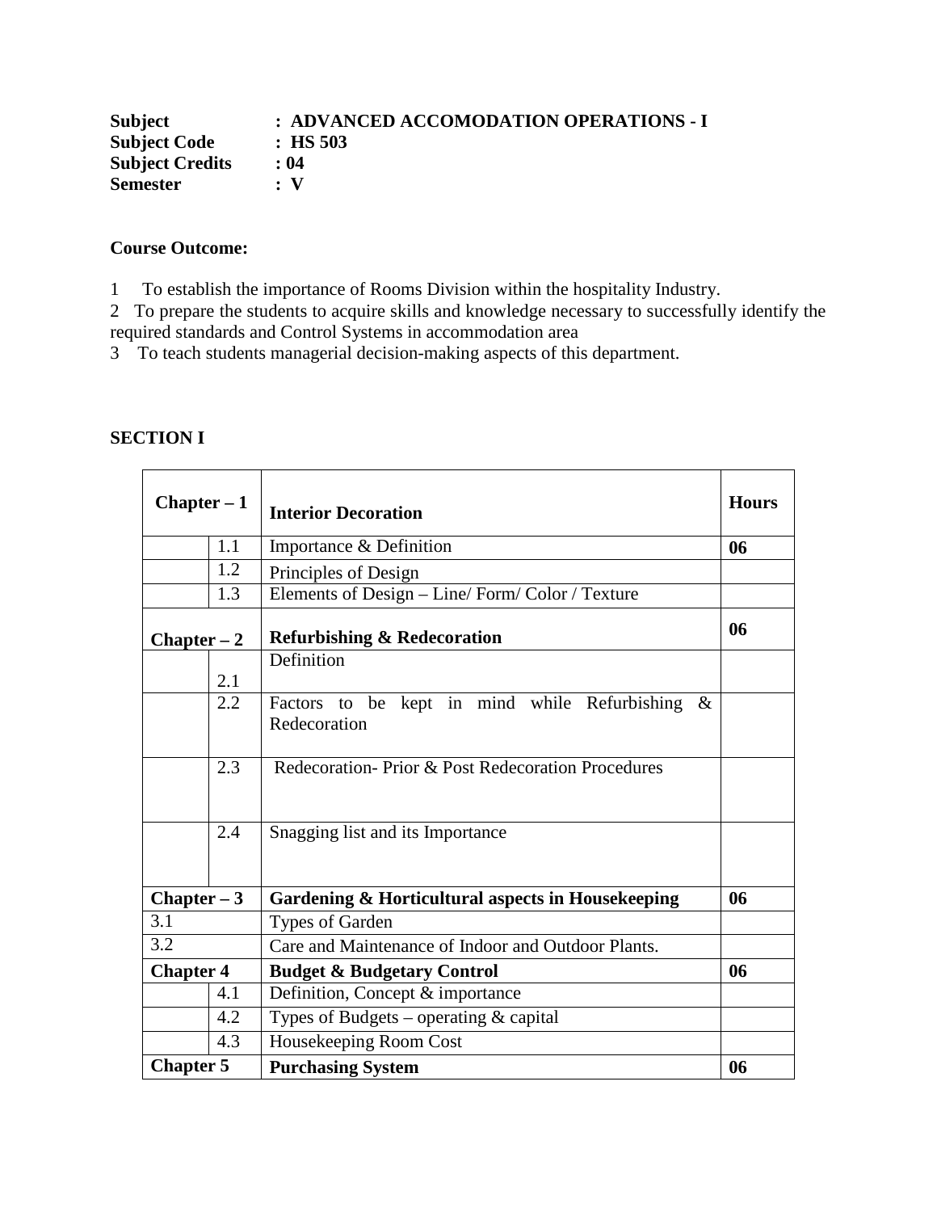**Subject : ADVANCED ACCOMODATION OPERATIONS - I**
**Subject Code : HS 503**
**Subject Credits : 04**
**Semester : V**

**Course Outcome:**

1 To establish the importance of Rooms Division within the hospitality Industry.
2 To prepare the students to acquire skills and knowledge necessary to successfully identify the required standards and Control Systems in accommodation area
3 To teach students managerial decision-making aspects of this department.

**SECTION I**

| Chapter – 1 | | Interior Decoration | Hours |
|---|---|---|---|
| | 1.1 | Importance & Definition | 06 |
| | 1.2 | Principles of Design | |
| | 1.3 | Elements of Design – Line/ Form/ Color / Texture | |
| **Chapter – 2** | | **Refurbishing & Redecoration** | **06** |
| | 2.1 | Definition | |
| | 2.2 | Factors to be kept in mind while Refurbishing & Redecoration | |
| | 2.3 | Redecoration- Prior & Post Redecoration Procedures | |
| | 2.4 | Snagging list and its Importance | |
| **Chapter – 3** | | **Gardening & Horticultural aspects in Housekeeping** | **06** |
| 3.1 | | Types of Garden | |
| 3.2 | | Care and Maintenance of Indoor and Outdoor Plants. | |
| **Chapter 4** | | **Budget & Budgetary Control** | **06** |
| | 4.1 | Definition, Concept & importance | |
| | 4.2 | Types of Budgets – operating & capital | |
| | 4.3 | Housekeeping Room Cost | |
| **Chapter 5** | | **Purchasing System** | **06** |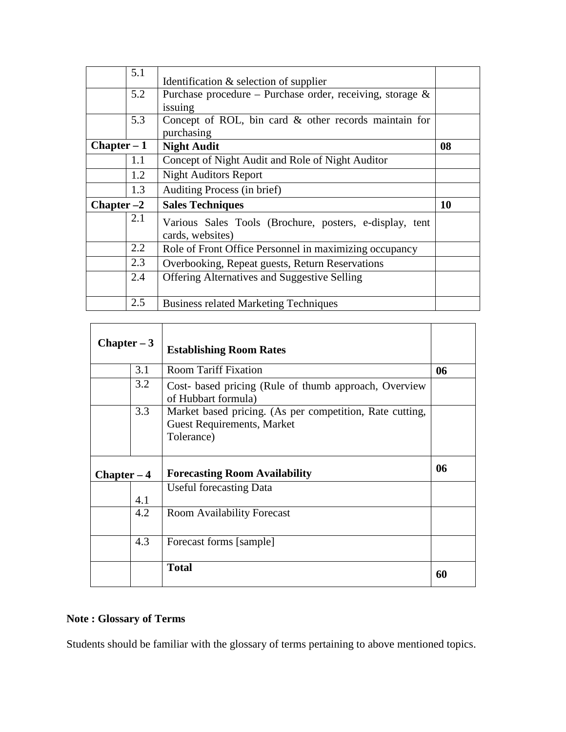| | | | |
|---|---|---|---|
| | 5.1 | Identification & selection of supplier | |
| | 5.2 | Purchase procedure – Purchase order, receiving, storage & issuing | |
| | 5.3 | Concept of ROL, bin card & other records maintain for purchasing | |
| **Chapter – 1** | | **Night Audit** | **08** |
| | 1.1 | Concept of Night Audit and Role of Night Auditor | |
| | 1.2 | Night Auditors Report | |
| | 1.3 | Auditing Process (in brief) | |
| **Chapter –2** | | **Sales Techniques** | **10** |
| | 2.1 | Various Sales Tools (Brochure, posters, e-display, tent cards, websites) | |
| | 2.2 | Role of Front Office Personnel in maximizing occupancy | |
| | 2.3 | Overbooking, Repeat guests, Return Reservations | |
| | 2.4 | Offering Alternatives and Suggestive Selling | |
| | 2.5 | Business related Marketing Techniques | |

| | | | |
|---|---|---|---|
| **Chapter – 3** | | **Establishing Room Rates** | |
| | 3.1 | Room Tariff Fixation | **06** |
| | 3.2 | Cost- based pricing (Rule of thumb approach, Overview of Hubbart formula) | |
| | 3.3 | Market based pricing. (As per competition, Rate cutting, Guest Requirements, Market Tolerance) | |
| **Chapter – 4** | | **Forecasting Room Availability** | **06** |
| | 4.1 | Useful forecasting Data | |
| | 4.2 | Room Availability Forecast | |
| | 4.3 | Forecast forms [sample] | |
| | | **Total** | **60** |

**Note : Glossary of Terms**

Students should be familiar with the glossary of terms pertaining to above mentioned topics.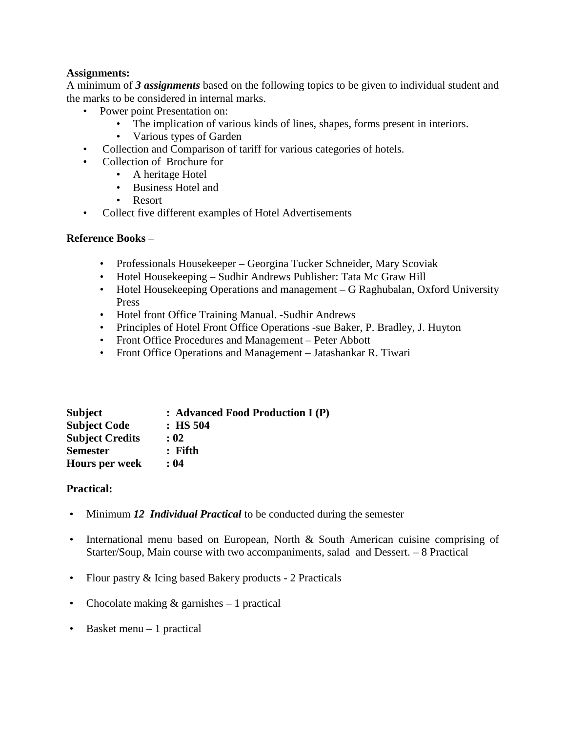**Assignments:**

A minimum of ***3 assignments*** based on the following topics to be given to individual student and the marks to be considered in internal marks.

- Power point Presentation on:
  - The implication of various kinds of lines, shapes, forms present in interiors.
  - Various types of Garden
- Collection and Comparison of tariff for various categories of hotels.
- Collection of Brochure for
  - A heritage Hotel
  - Business Hotel and
  - Resort
- Collect five different examples of Hotel Advertisements

**Reference Books** –

- Professionals Housekeeper – Georgina Tucker Schneider, Mary Scoviak
- Hotel Housekeeping – Sudhir Andrews Publisher: Tata Mc Graw Hill
- Hotel Housekeeping Operations and management – G Raghubalan, Oxford University Press
- Hotel front Office Training Manual. -Sudhir Andrews
- Principles of Hotel Front Office Operations -sue Baker, P. Bradley, J. Huyton
- Front Office Procedures and Management – Peter Abbott
- Front Office Operations and Management – Jatashankar R. Tiwari

**Subject : Advanced Food Production I (P)**
**Subject Code : HS 504**
**Subject Credits : 02**
**Semester : Fifth**
**Hours per week : 04**

**Practical:**

- Minimum ***12 Individual Practical*** to be conducted during the semester
- International menu based on European, North & South American cuisine comprising of Starter/Soup, Main course with two accompaniments, salad and Dessert. – 8 Practical
- Flour pastry & Icing based Bakery products - 2 Practicals
- Chocolate making & garnishes – 1 practical
- Basket menu – 1 practical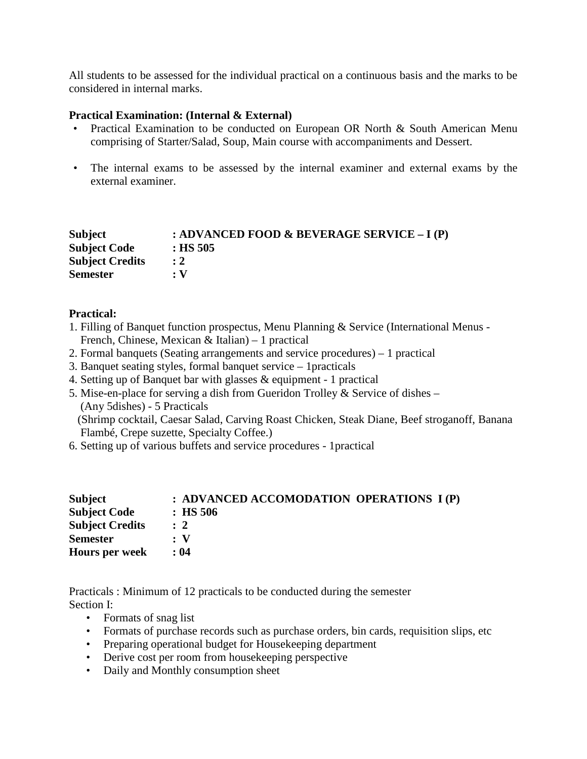All students to be assessed for the individual practical on a continuous basis and the marks to be considered in internal marks.

**Practical Examination: (Internal & External)**

- Practical Examination to be conducted on European OR North & South American Menu comprising of Starter/Salad, Soup, Main course with accompaniments and Dessert.
- The internal exams to be assessed by the internal examiner and external exams by the external examiner.

**Subject : ADVANCED FOOD & BEVERAGE SERVICE – I (P)**
**Subject Code : HS 505**
**Subject Credits : 2**
**Semester : V**

**Practical:**

1. Filling of Banquet function prospectus, Menu Planning & Service (International Menus - French, Chinese, Mexican & Italian) – 1 practical
2. Formal banquets (Seating arrangements and service procedures) – 1 practical
3. Banquet seating styles, formal banquet service – 1practicals
4. Setting up of Banquet bar with glasses & equipment - 1 practical
5. Mise-en-place for serving a dish from Gueridon Trolley & Service of dishes – (Any 5dishes) - 5 Practicals
   (Shrimp cocktail, Caesar Salad, Carving Roast Chicken, Steak Diane, Beef stroganoff, Banana Flambé, Crepe suzette, Specialty Coffee.)
6. Setting up of various buffets and service procedures - 1practical

**Subject : ADVANCED ACCOMODATION OPERATIONS I (P)**
**Subject Code : HS 506**
**Subject Credits : 2**
**Semester : V**
**Hours per week : 04**

Practicals : Minimum of 12 practicals to be conducted during the semester
Section I:

- Formats of snag list
- Formats of purchase records such as purchase orders, bin cards, requisition slips, etc
- Preparing operational budget for Housekeeping department
- Derive cost per room from housekeeping perspective
- Daily and Monthly consumption sheet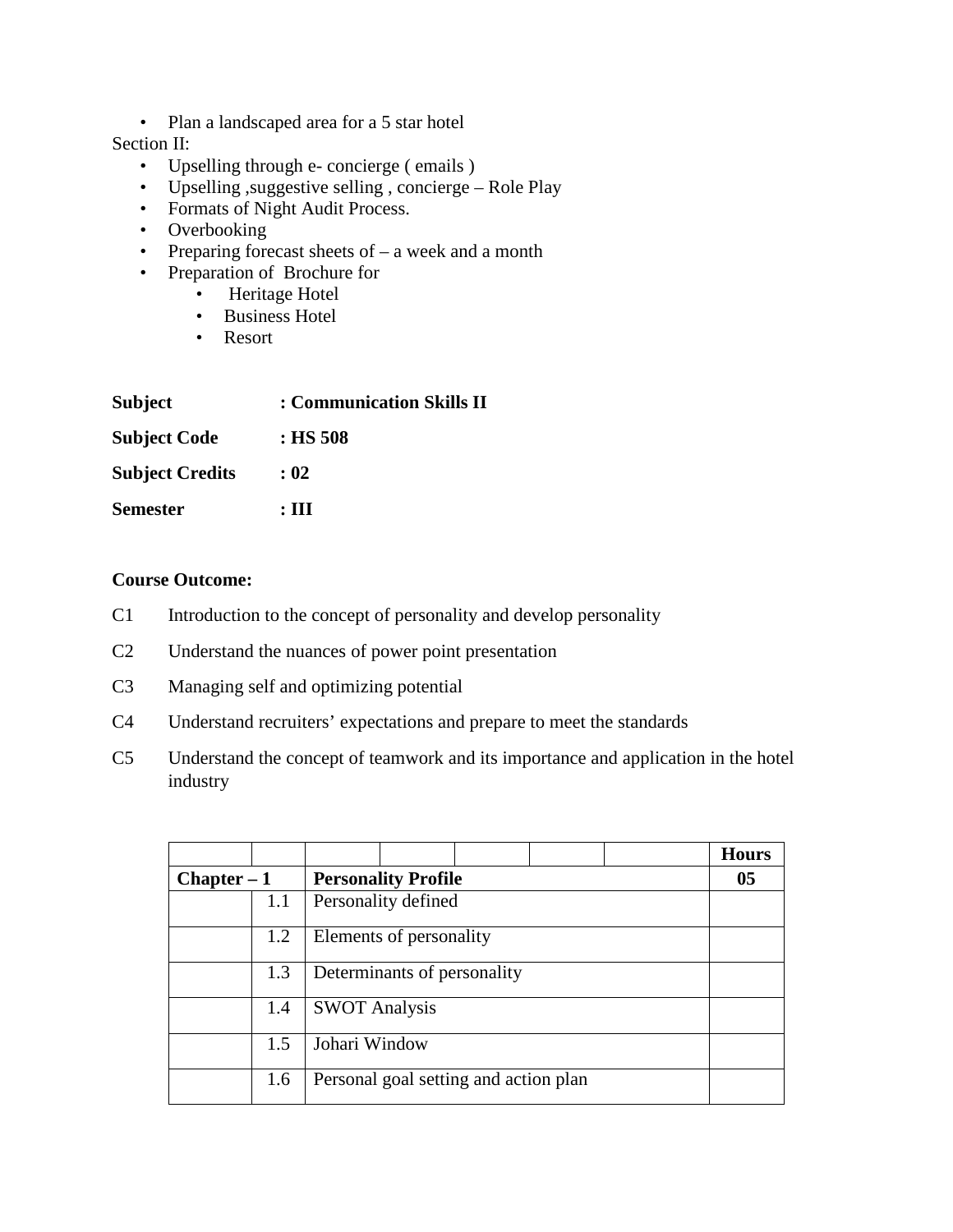- Plan a landscaped area for a 5 star hotel

Section II:

- Upselling through e- concierge ( emails )
- Upselling ,suggestive selling , concierge – Role Play
- Formats of Night Audit Process.
- Overbooking
- Preparing forecast sheets of – a week and a month
- Preparation of Brochure for
  - Heritage Hotel
  - Business Hotel
  - Resort

**Subject** : **Communication Skills II**

**Subject Code** : **HS 508**

**Subject Credits** : **02**

**Semester** : **III**

**Course Outcome:**

C1 Introduction to the concept of personality and develop personality

C2 Understand the nuances of power point presentation

C3 Managing self and optimizing potential

C4 Understand recruiters' expectations and prepare to meet the standards

C5 Understand the concept of teamwork and its importance and application in the hotel industry

| | | | **Hours** |
|---|---|---|---|
| **Chapter – 1** | | **Personality Profile** | **05** |
| | 1.1 | Personality defined | |
| | 1.2 | Elements of personality | |
| | 1.3 | Determinants of personality | |
| | 1.4 | SWOT Analysis | |
| | 1.5 | Johari Window | |
| | 1.6 | Personal goal setting and action plan | |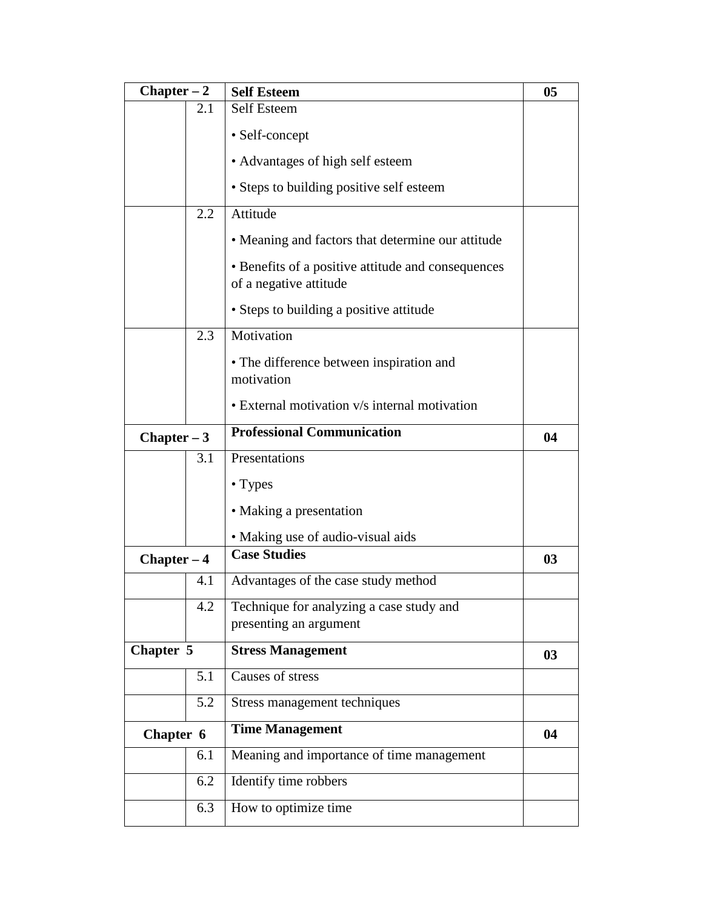| Chapter – 2 | | Self Esteem | 05 |
|---|---|---|---|
| | 2.1 | Self Esteem<br>• Self-concept<br>• Advantages of high self esteem<br>• Steps to building positive self esteem | |
| | 2.2 | Attitude<br>• Meaning and factors that determine our attitude<br>• Benefits of a positive attitude and consequences of a negative attitude<br>• Steps to building a positive attitude | |
| | 2.3 | Motivation<br>• The difference between inspiration and motivation<br>• External motivation v/s internal motivation | |
| **Chapter – 3** | | **Professional Communication** | **04** |
| | 3.1 | Presentations<br>• Types<br>• Making a presentation<br>• Making use of audio-visual aids | |
| **Chapter – 4** | | **Case Studies** | **03** |
| | 4.1 | Advantages of the case study method | |
| | 4.2 | Technique for analyzing a case study and presenting an argument | |
| **Chapter 5** | | **Stress Management** | **03** |
| | 5.1 | Causes of stress | |
| | 5.2 | Stress management techniques | |
| **Chapter 6** | | **Time Management** | **04** |
| | 6.1 | Meaning and importance of time management | |
| | 6.2 | Identify time robbers | |
| | 6.3 | How to optimize time | |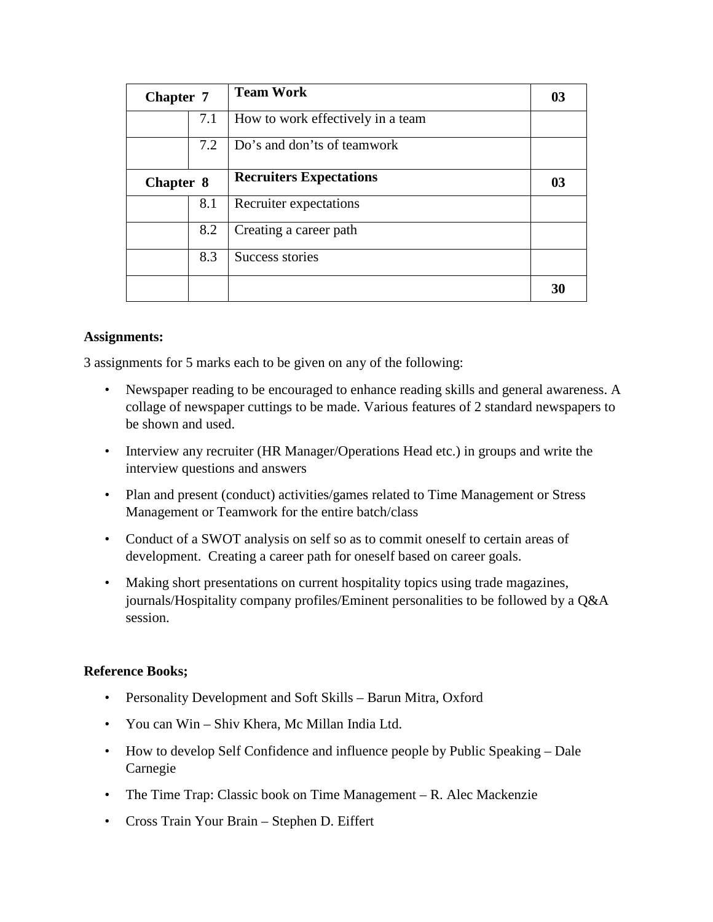| Chapter 7 | | Team Work | 03 |
|---|---|---|---|
| | 7.1 | How to work effectively in a team | |
| | 7.2 | Do's and don'ts of teamwork | |
| **Chapter 8** | | **Recruiters Expectations** | **03** |
| | 8.1 | Recruiter expectations | |
| | 8.2 | Creating a career path | |
| | 8.3 | Success stories | |
| | | | **30** |

**Assignments:**

3 assignments for 5 marks each to be given on any of the following:

- Newspaper reading to be encouraged to enhance reading skills and general awareness. A collage of newspaper cuttings to be made. Various features of 2 standard newspapers to be shown and used.
- Interview any recruiter (HR Manager/Operations Head etc.) in groups and write the interview questions and answers
- Plan and present (conduct) activities/games related to Time Management or Stress Management or Teamwork for the entire batch/class
- Conduct of a SWOT analysis on self so as to commit oneself to certain areas of development. Creating a career path for oneself based on career goals.
- Making short presentations on current hospitality topics using trade magazines, journals/Hospitality company profiles/Eminent personalities to be followed by a Q&A session.

**Reference Books;**

- Personality Development and Soft Skills – Barun Mitra, Oxford
- You can Win – Shiv Khera, Mc Millan India Ltd.
- How to develop Self Confidence and influence people by Public Speaking – Dale Carnegie
- The Time Trap: Classic book on Time Management – R. Alec Mackenzie
- Cross Train Your Brain – Stephen D. Eiffert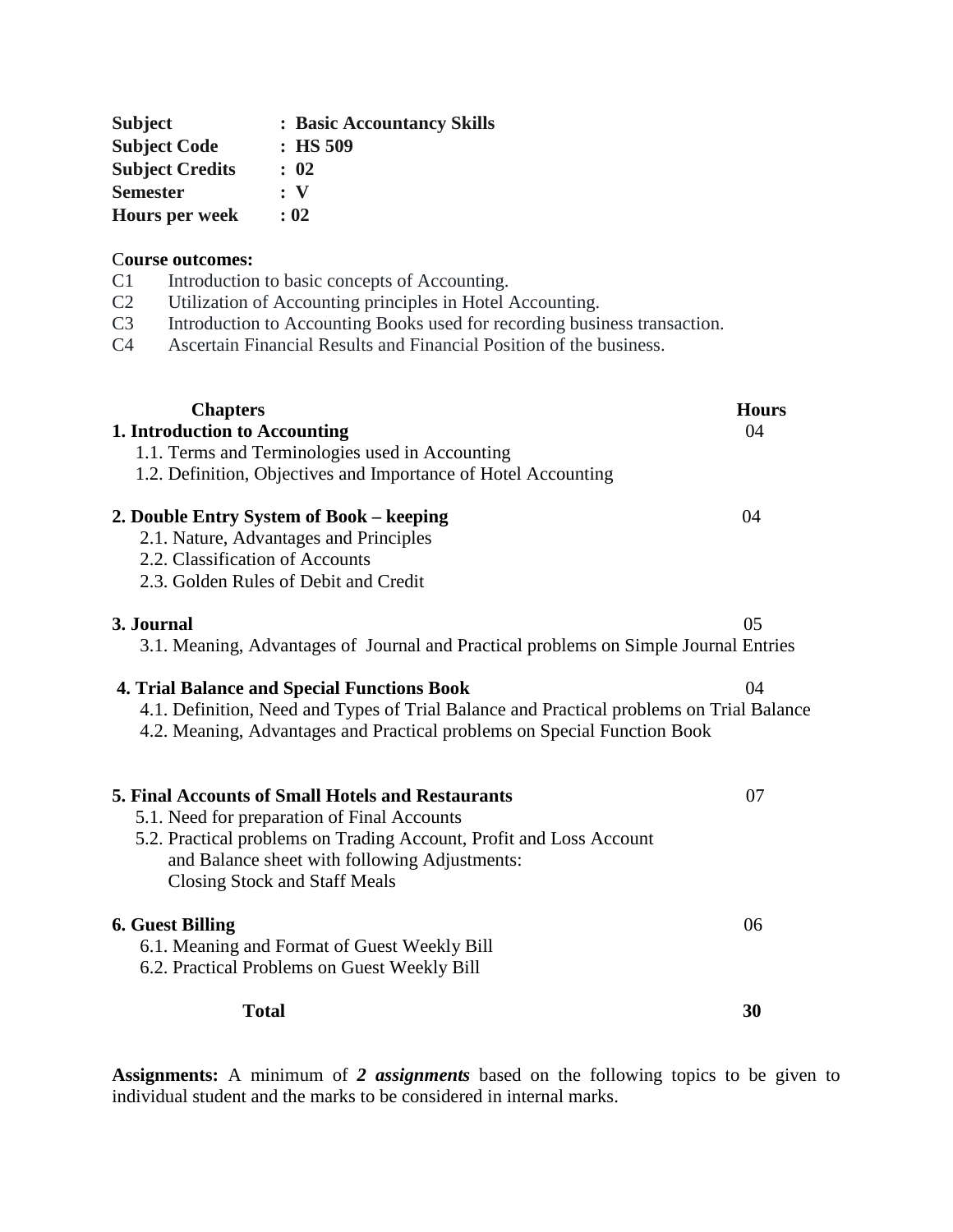| | |
|---|---|
| **Subject** | **: Basic Accountancy Skills** |
| **Subject Code** | **: HS 509** |
| **Subject Credits** | **: 02** |
| **Semester** | **: V** |
| **Hours per week** | **: 02** |

**Course outcomes:**

- C1 Introduction to basic concepts of Accounting.
- C2 Utilization of Accounting principles in Hotel Accounting.
- C3 Introduction to Accounting Books used for recording business transaction.
- C4 Ascertain Financial Results and Financial Position of the business.

| **Chapters** | **Hours** |
|---|---|
| **1. Introduction to Accounting** | 04 |
| 1.1. Terms and Terminologies used in Accounting | |
| 1.2. Definition, Objectives and Importance of Hotel Accounting | |
| **2. Double Entry System of Book – keeping** | 04 |
| 2.1. Nature, Advantages and Principles | |
| 2.2. Classification of Accounts | |
| 2.3. Golden Rules of Debit and Credit | |
| **3. Journal** | 05 |
| 3.1. Meaning, Advantages of Journal and Practical problems on Simple Journal Entries | |
| **4. Trial Balance and Special Functions Book** | 04 |
| 4.1. Definition, Need and Types of Trial Balance and Practical problems on Trial Balance | |
| 4.2. Meaning, Advantages and Practical problems on Special Function Book | |
| **5. Final Accounts of Small Hotels and Restaurants** | 07 |
| 5.1. Need for preparation of Final Accounts | |
| 5.2. Practical problems on Trading Account, Profit and Loss Account and Balance sheet with following Adjustments: Closing Stock and Staff Meals | |
| **6. Guest Billing** | 06 |
| 6.1. Meaning and Format of Guest Weekly Bill | |
| 6.2. Practical Problems on Guest Weekly Bill | |
| **Total** | **30** |

**Assignments:** A minimum of ***2 assignments*** based on the following topics to be given to individual student and the marks to be considered in internal marks.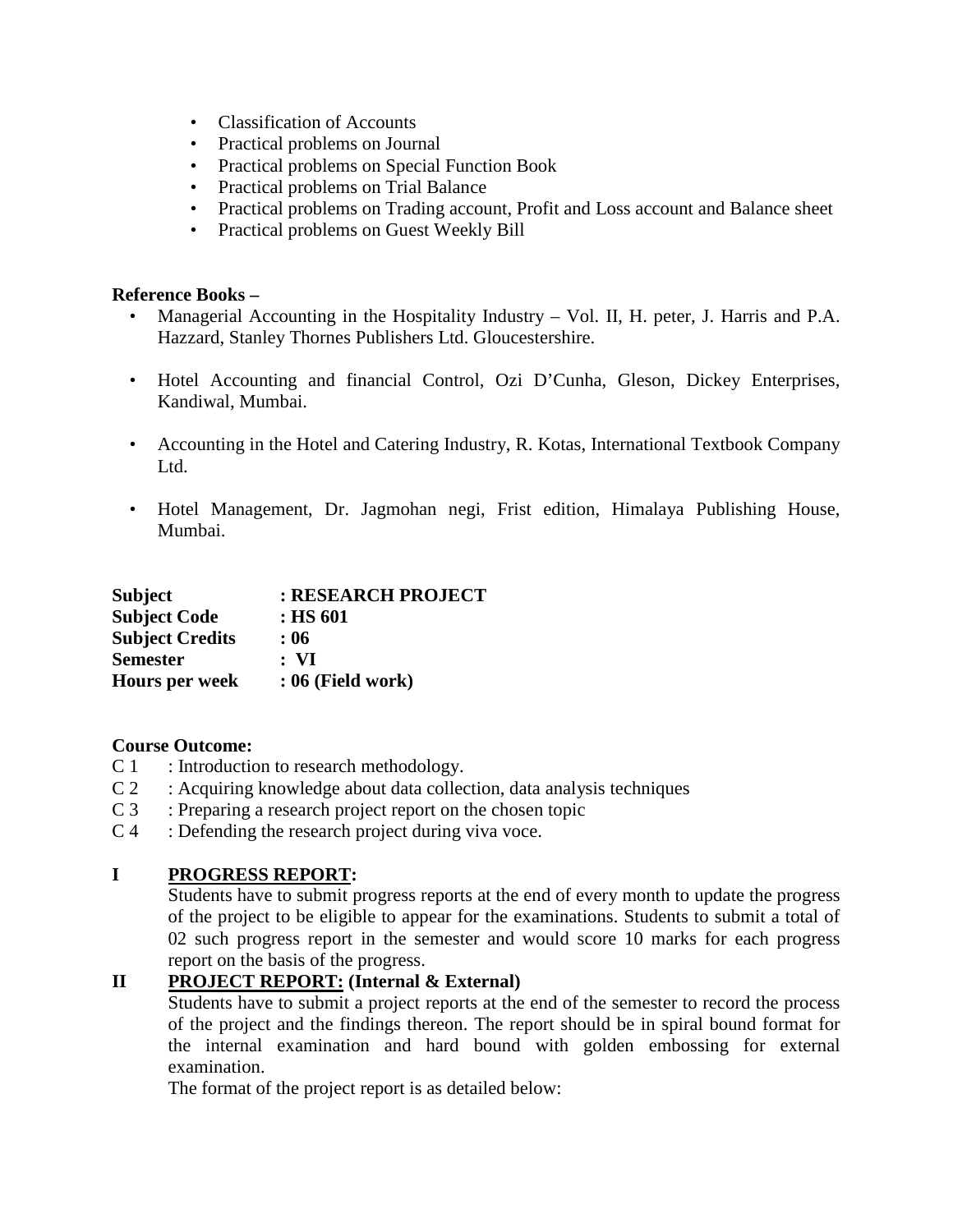- Classification of Accounts
- Practical problems on Journal
- Practical problems on Special Function Book
- Practical problems on Trial Balance
- Practical problems on Trading account, Profit and Loss account and Balance sheet
- Practical problems on Guest Weekly Bill

**Reference Books –**

- Managerial Accounting in the Hospitality Industry – Vol. II, H. peter, J. Harris and P.A. Hazzard, Stanley Thornes Publishers Ltd. Gloucestershire.
- Hotel Accounting and financial Control, Ozi D'Cunha, Gleson, Dickey Enterprises, Kandiwal, Mumbai.
- Accounting in the Hotel and Catering Industry, R. Kotas, International Textbook Company Ltd.
- Hotel Management, Dr. Jagmohan negi, Frist edition, Himalaya Publishing House, Mumbai.

**Subject : RESEARCH PROJECT**
**Subject Code : HS 601**
**Subject Credits : 06**
**Semester : VI**
**Hours per week : 06 (Field work)**

**Course Outcome:**

C 1 : Introduction to research methodology.
C 2 : Acquiring knowledge about data collection, data analysis techniques
C 3 : Preparing a research project report on the chosen topic
C 4 : Defending the research project during viva voce.

**I <u>PROGRESS REPORT</u>:**

Students have to submit progress reports at the end of every month to update the progress of the project to be eligible to appear for the examinations. Students to submit a total of 02 such progress report in the semester and would score 10 marks for each progress report on the basis of the progress.

**II <u>PROJECT REPORT:</u> (Internal & External)**

Students have to submit a project reports at the end of the semester to record the process of the project and the findings thereon. The report should be in spiral bound format for the internal examination and hard bound with golden embossing for external examination.

The format of the project report is as detailed below: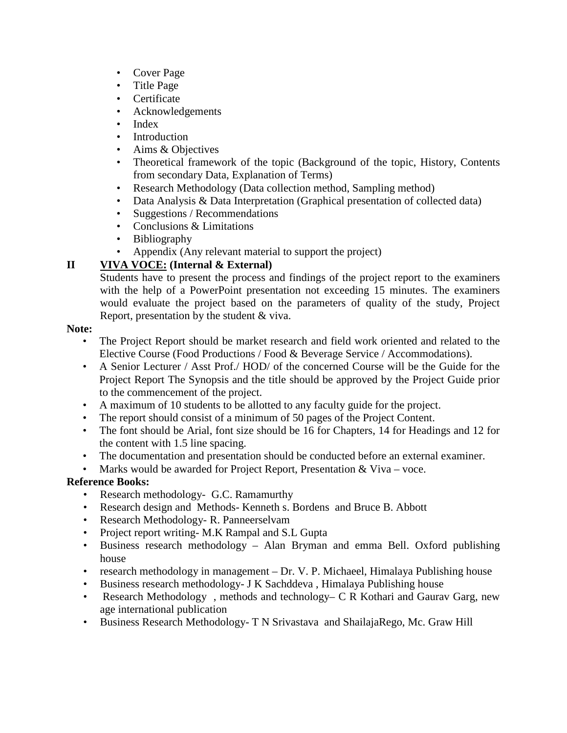- Cover Page
- Title Page
- Certificate
- Acknowledgements
- Index
- Introduction
- Aims & Objectives
- Theoretical framework of the topic (Background of the topic, History, Contents from secondary Data, Explanation of Terms)
- Research Methodology (Data collection method, Sampling method)
- Data Analysis & Data Interpretation (Graphical presentation of collected data)
- Suggestions / Recommendations
- Conclusions & Limitations
- Bibliography
- Appendix (Any relevant material to support the project)

**II** **<u>VIVA VOCE:</u> (Internal & External)**

Students have to present the process and findings of the project report to the examiners with the help of a PowerPoint presentation not exceeding 15 minutes. The examiners would evaluate the project based on the parameters of quality of the study, Project Report, presentation by the student & viva.

**Note:**

- The Project Report should be market research and field work oriented and related to the Elective Course (Food Productions / Food & Beverage Service / Accommodations).
- A Senior Lecturer / Asst Prof./ HOD/ of the concerned Course will be the Guide for the Project Report The Synopsis and the title should be approved by the Project Guide prior to the commencement of the project.
- A maximum of 10 students to be allotted to any faculty guide for the project.
- The report should consist of a minimum of 50 pages of the Project Content.
- The font should be Arial, font size should be 16 for Chapters, 14 for Headings and 12 for the content with 1.5 line spacing.
- The documentation and presentation should be conducted before an external examiner.
- Marks would be awarded for Project Report, Presentation & Viva – voce.

**Reference Books:**

- Research methodology- G.C. Ramamurthy
- Research design and Methods- Kenneth s. Bordens and Bruce B. Abbott
- Research Methodology- R. Panneerselvam
- Project report writing- M.K Rampal and S.L Gupta
- Business research methodology – Alan Bryman and emma Bell. Oxford publishing house
- research methodology in management – Dr. V. P. Michaeel, Himalaya Publishing house
- Business research methodology- J K Sachddeva , Himalaya Publishing house
- Research Methodology , methods and technology– C R Kothari and Gaurav Garg, new age international publication
- Business Research Methodology- T N Srivastava and ShailajaRego, Mc. Graw Hill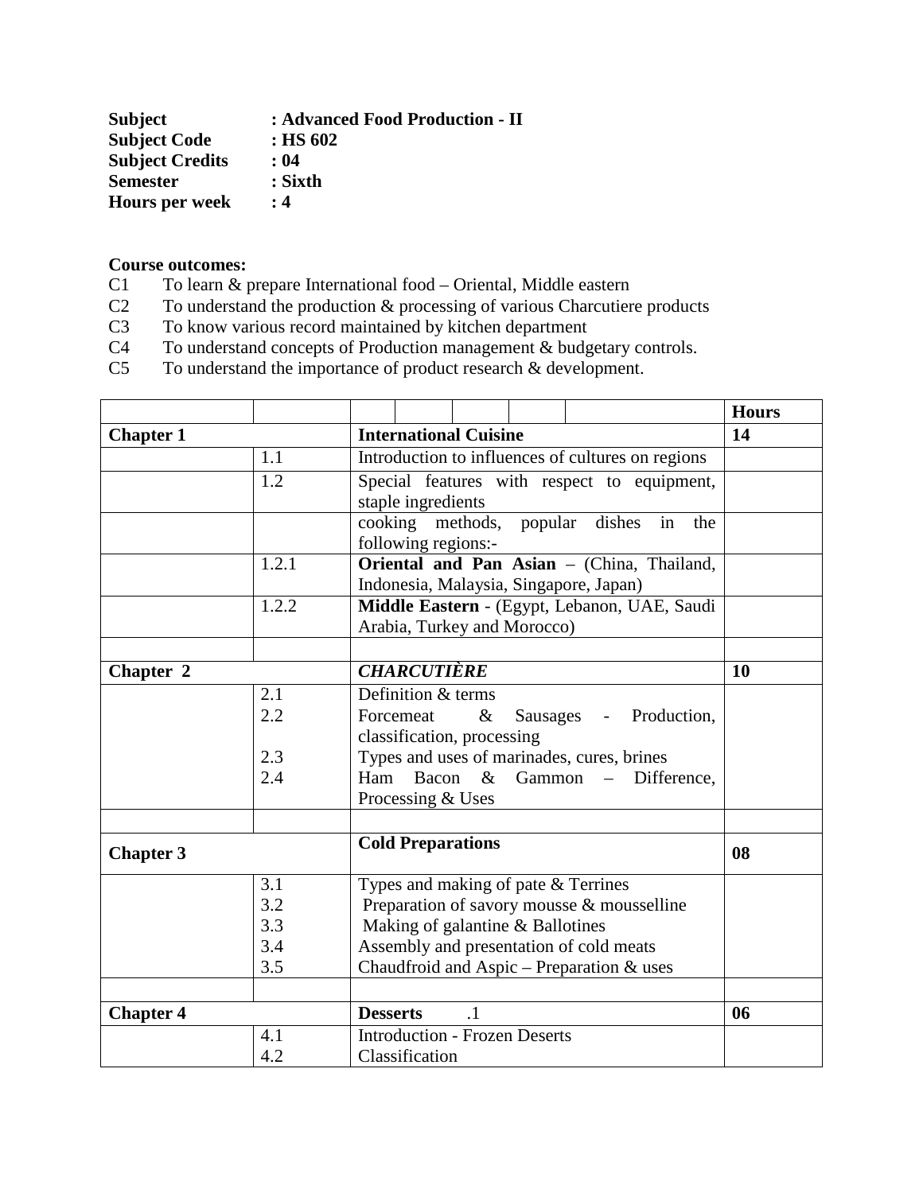**Subject** : **Advanced Food Production - II**
**Subject Code** : **HS 602**
**Subject Credits** : **04**
**Semester** : **Sixth**
**Hours per week** : **4**

**Course outcomes:**

C1 To learn & prepare International food – Oriental, Middle eastern
C2 To understand the production & processing of various Charcutiere products
C3 To know various record maintained by kitchen department
C4 To understand concepts of Production management & budgetary controls.
C5 To understand the importance of product research & development.

| | | | **Hours** |
|---|---|---|---|
| **Chapter 1** | | **International Cuisine** | **14** |
| | 1.1 | Introduction to influences of cultures on regions | |
| | 1.2 | Special features with respect to equipment, staple ingredients | |
| | | cooking methods, popular dishes in the following regions:- | |
| | 1.2.1 | **Oriental and Pan Asian** – (China, Thailand, Indonesia, Malaysia, Singapore, Japan) | |
| | 1.2.2 | **Middle Eastern** - (Egypt, Lebanon, UAE, Saudi Arabia, Turkey and Morocco) | |
| | | | |
| **Chapter 2** | | ***CHARCUTIÈRE*** | **10** |
| | 2.1<br>2.2<br><br>2.3<br>2.4 | Definition & terms<br>Forcemeat & Sausages - Production, classification, processing<br>Types and uses of marinades, cures, brines<br>Ham Bacon & Gammon – Difference, Processing & Uses | |
| | | | |
| **Chapter 3** | | **Cold Preparations** | **08** |
| | 3.1<br>3.2<br>3.3<br>3.4<br>3.5 | Types and making of pate & Terrines<br>Preparation of savory mousse & mousselline<br>Making of galantine & Ballotines<br>Assembly and presentation of cold meats<br>Chaudfroid and Aspic – Preparation & uses | |
| | | | |
| **Chapter 4** | | **Desserts** .1 | **06** |
| | 4.1<br>4.2 | Introduction - Frozen Deserts<br>Classification | |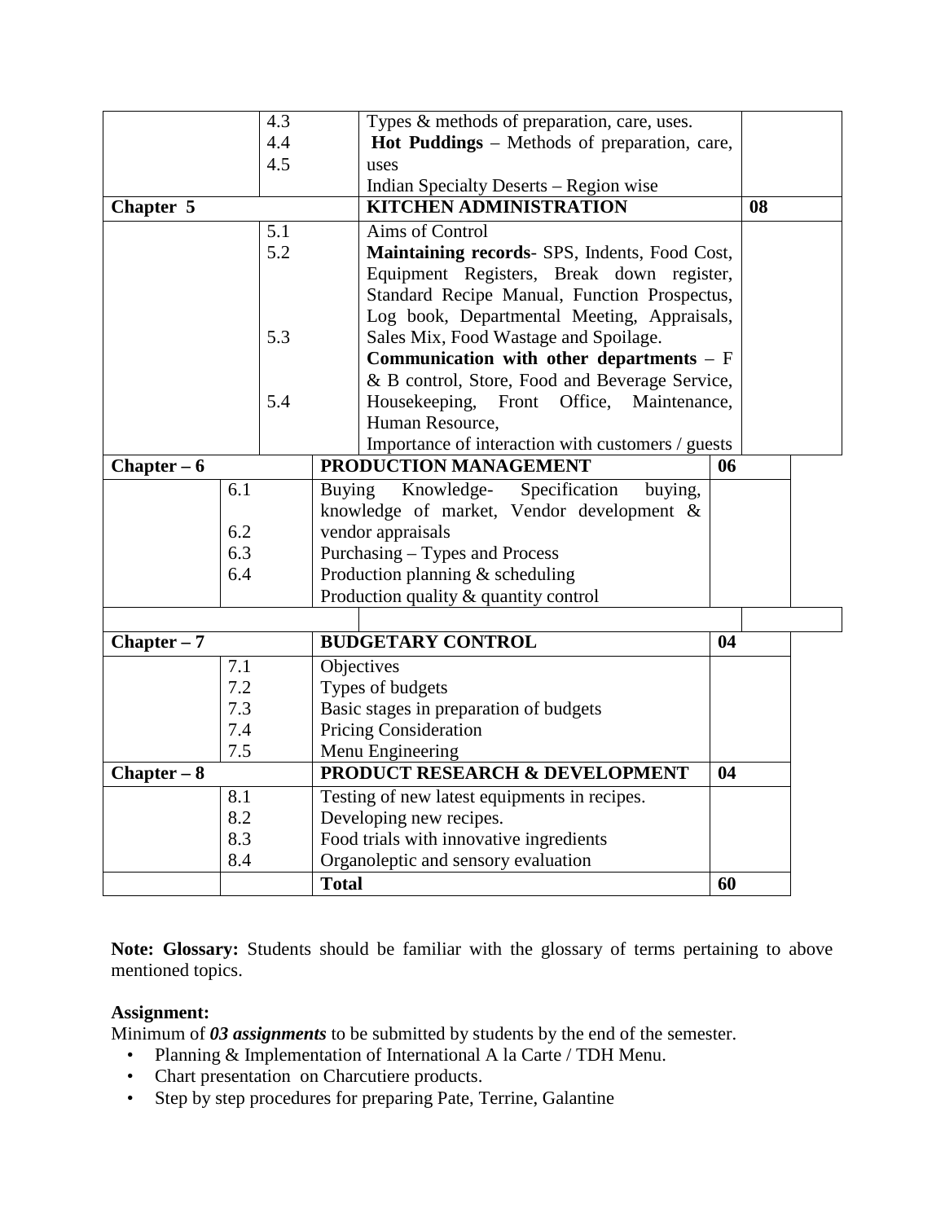| | | | |
|---|---|---|---|
| | 4.3<br>4.4<br>4.5 | Types & methods of preparation, care, uses.<br>**Hot Puddings** – Methods of preparation, care, uses<br>Indian Specialty Deserts – Region wise | |
| **Chapter 5** | | **KITCHEN ADMINISTRATION** | **08** |
| | 5.1<br>5.2<br><br><br><br>5.3<br><br><br>5.4 | Aims of Control<br>**Maintaining records**- SPS, Indents, Food Cost, Equipment Registers, Break down register, Standard Recipe Manual, Function Prospectus, Log book, Departmental Meeting, Appraisals, Sales Mix, Food Wastage and Spoilage.<br>**Communication with other departments** – F & B control, Store, Food and Beverage Service, Housekeeping, Front Office, Maintenance, Human Resource,<br>Importance of interaction with customers / guests | |
| **Chapter – 6** | | **PRODUCTION MANAGEMENT** | **06** |
| | 6.1<br><br>6.2<br>6.3<br>6.4 | Buying Knowledge- Specification buying, knowledge of market, Vendor development & vendor appraisals<br>Purchasing – Types and Process<br>Production planning & scheduling<br>Production quality & quantity control | |
| | | | |
| **Chapter – 7** | | **BUDGETARY CONTROL** | **04** |
| | 7.1<br>7.2<br>7.3<br>7.4<br>7.5 | Objectives<br>Types of budgets<br>Basic stages in preparation of budgets<br>Pricing Consideration<br>Menu Engineering | |
| **Chapter – 8** | | **PRODUCT RESEARCH & DEVELOPMENT** | **04** |
| | 8.1<br>8.2<br>8.3<br>8.4 | Testing of new latest equipments in recipes.<br>Developing new recipes.<br>Food trials with innovative ingredients<br>Organoleptic and sensory evaluation | |
| | | **Total** | **60** |

**Note: Glossary:** Students should be familiar with the glossary of terms pertaining to above mentioned topics.

**Assignment:**

Minimum of ***03 assignments*** to be submitted by students by the end of the semester.

- Planning & Implementation of International A la Carte / TDH Menu.
- Chart presentation on Charcutiere products.
- Step by step procedures for preparing Pate, Terrine, Galantine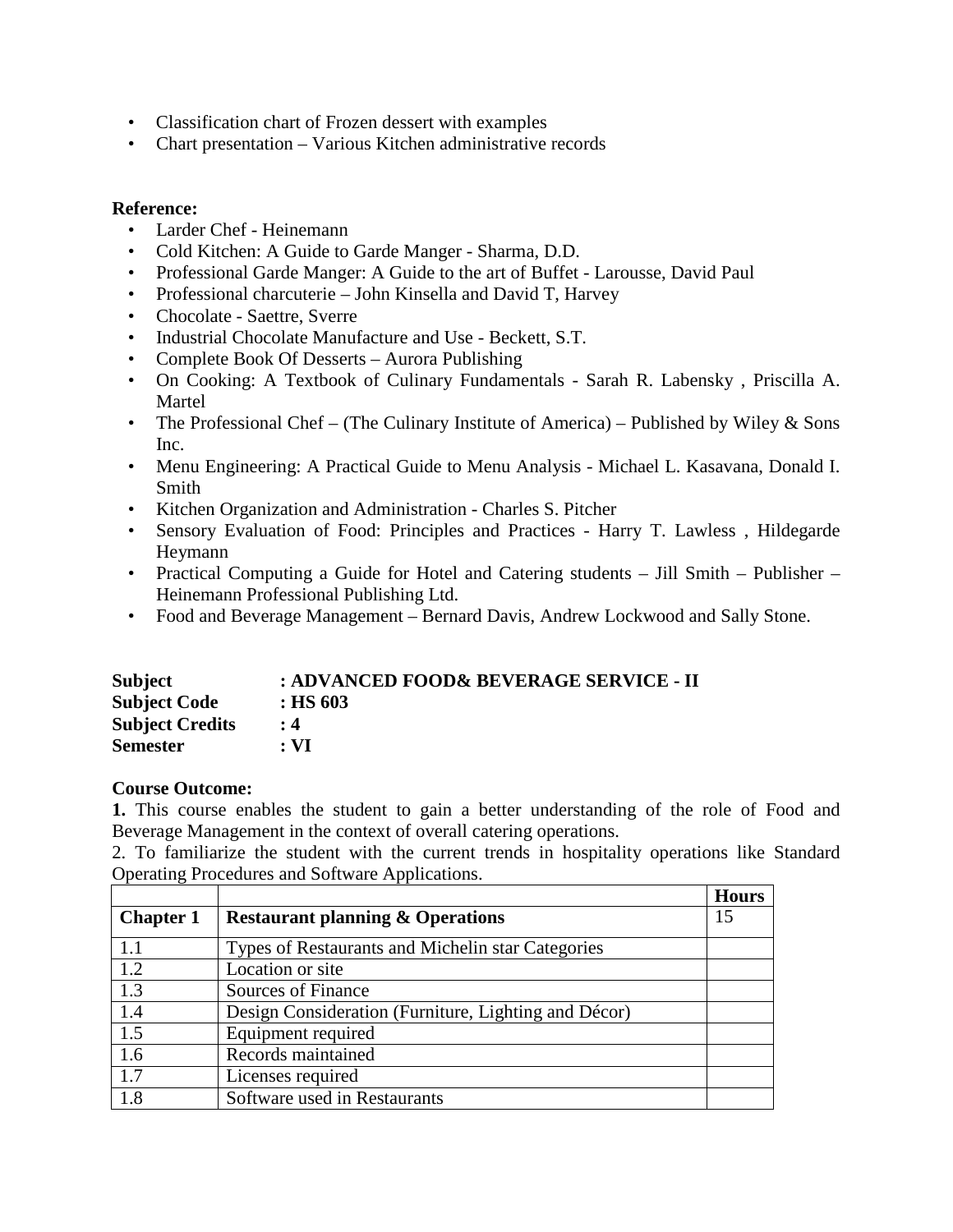- Classification chart of Frozen dessert with examples
- Chart presentation – Various Kitchen administrative records

**Reference:**

- Larder Chef - Heinemann
- Cold Kitchen: A Guide to Garde Manger - Sharma, D.D.
- Professional Garde Manger: A Guide to the art of Buffet - Larousse, David Paul
- Professional charcuterie – John Kinsella and David T, Harvey
- Chocolate - Saettre, Sverre
- Industrial Chocolate Manufacture and Use - Beckett, S.T.
- Complete Book Of Desserts – Aurora Publishing
- On Cooking: A Textbook of Culinary Fundamentals - Sarah R. Labensky , Priscilla A. Martel
- The Professional Chef – (The Culinary Institute of America) – Published by Wiley & Sons Inc.
- Menu Engineering: A Practical Guide to Menu Analysis - Michael L. Kasavana, Donald I. Smith
- Kitchen Organization and Administration - Charles S. Pitcher
- Sensory Evaluation of Food: Principles and Practices - Harry T. Lawless , Hildegarde Heymann
- Practical Computing a Guide for Hotel and Catering students – Jill Smith – Publisher – Heinemann Professional Publishing Ltd.
- Food and Beverage Management – Bernard Davis, Andrew Lockwood and Sally Stone.

**Subject : ADVANCED FOOD& BEVERAGE SERVICE - II**
**Subject Code : HS 603**
**Subject Credits : 4**
**Semester : VI**

**Course Outcome:**

**1.** This course enables the student to gain a better understanding of the role of Food and Beverage Management in the context of overall catering operations.
2. To familiarize the student with the current trends in hospitality operations like Standard Operating Procedures and Software Applications.

| | | **Hours** |
|---|---|---|
| **Chapter 1** | **Restaurant planning & Operations** | 15 |
| 1.1 | Types of Restaurants and Michelin star Categories | |
| 1.2 | Location or site | |
| 1.3 | Sources of Finance | |
| 1.4 | Design Consideration (Furniture, Lighting and Décor) | |
| 1.5 | Equipment required | |
| 1.6 | Records maintained | |
| 1.7 | Licenses required | |
| 1.8 | Software used in Restaurants | |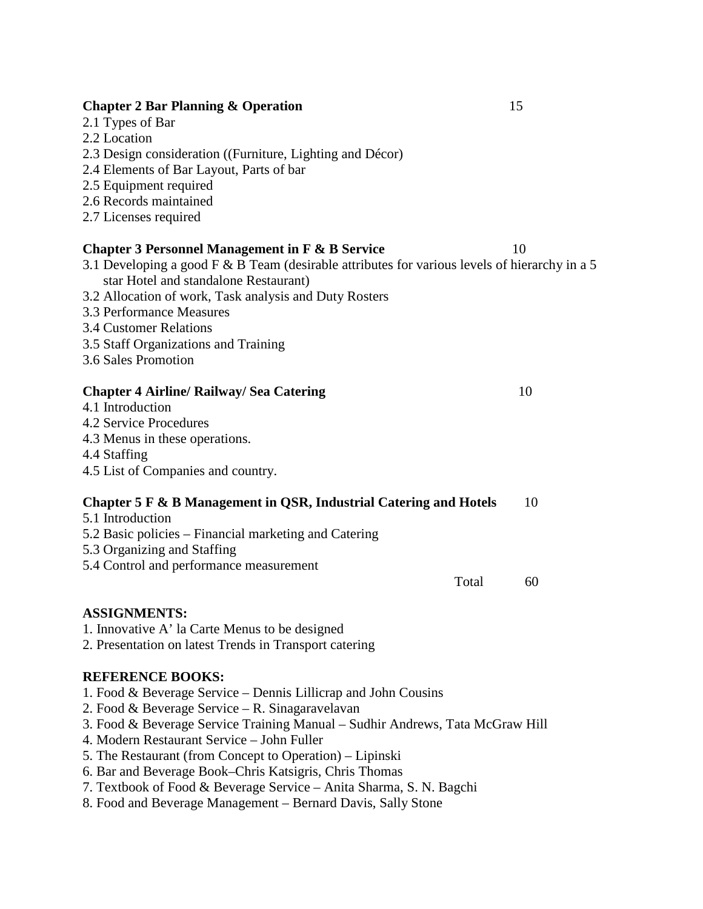**Chapter 2 Bar Planning & Operation** 15

2.1 Types of Bar
2.2 Location
2.3 Design consideration ((Furniture, Lighting and Décor)
2.4 Elements of Bar Layout, Parts of bar
2.5 Equipment required
2.6 Records maintained
2.7 Licenses required

**Chapter 3 Personnel Management in F & B Service** 10

3.1 Developing a good F & B Team (desirable attributes for various levels of hierarchy in a 5 star Hotel and standalone Restaurant)
3.2 Allocation of work, Task analysis and Duty Rosters
3.3 Performance Measures
3.4 Customer Relations
3.5 Staff Organizations and Training
3.6 Sales Promotion

**Chapter 4 Airline/ Railway/ Sea Catering** 10

4.1 Introduction
4.2 Service Procedures
4.3 Menus in these operations.
4.4 Staffing
4.5 List of Companies and country.

**Chapter 5 F & B Management in QSR, Industrial Catering and Hotels** 10

5.1 Introduction
5.2 Basic policies – Financial marketing and Catering
5.3 Organizing and Staffing
5.4 Control and performance measurement

Total 60

**ASSIGNMENTS:**

1. Innovative A' la Carte Menus to be designed
2. Presentation on latest Trends in Transport catering

**REFERENCE BOOKS:**

1. Food & Beverage Service – Dennis Lillicrap and John Cousins
2. Food & Beverage Service – R. Sinagaravelavan
3. Food & Beverage Service Training Manual – Sudhir Andrews, Tata McGraw Hill
4. Modern Restaurant Service – John Fuller
5. The Restaurant (from Concept to Operation) – Lipinski
6. Bar and Beverage Book–Chris Katsigris, Chris Thomas
7. Textbook of Food & Beverage Service – Anita Sharma, S. N. Bagchi
8. Food and Beverage Management – Bernard Davis, Sally Stone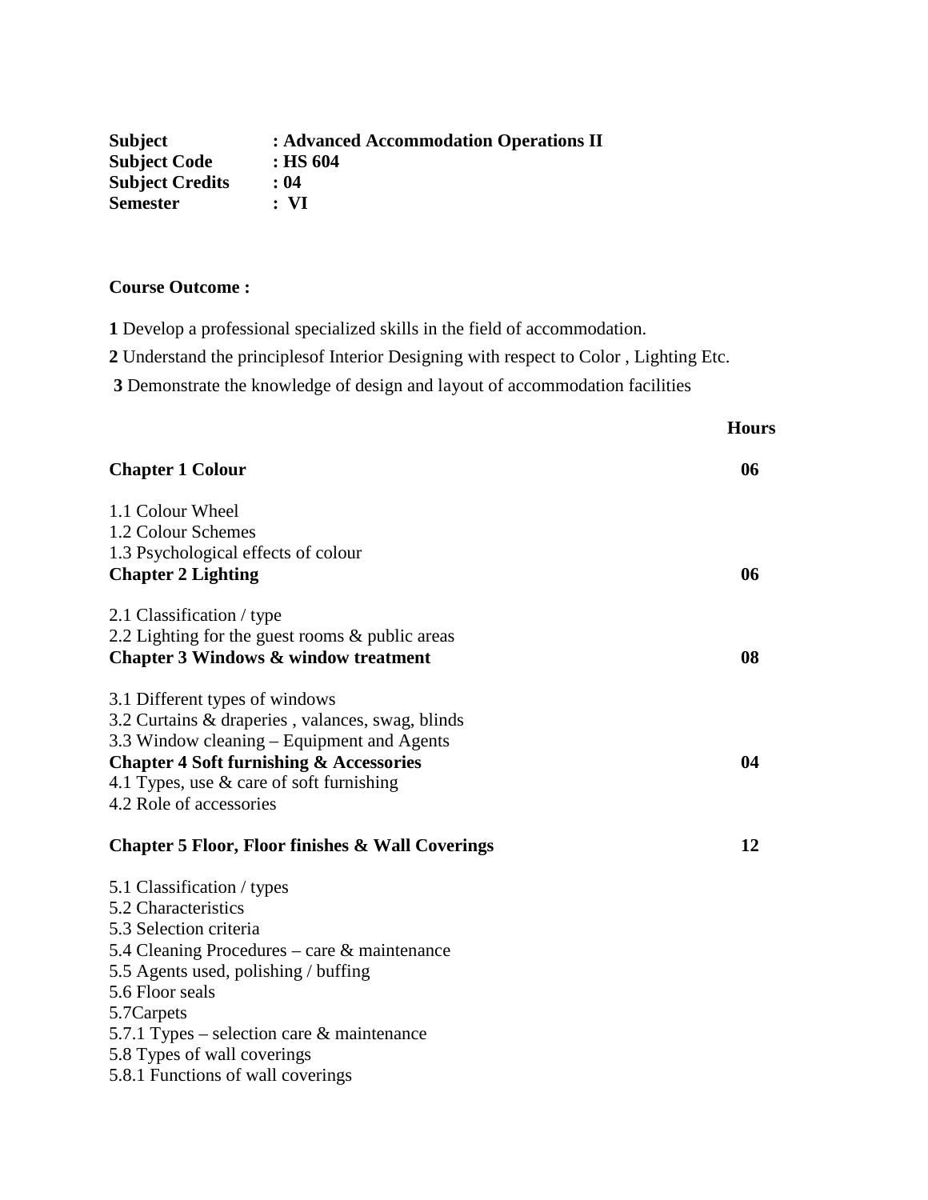**Subject** : **Advanced Accommodation Operations II**
**Subject Code** : **HS 604**
**Subject Credits** : **04**
**Semester** : **VI**

**Course Outcome :**

**1** Develop a professional specialized skills in the field of accommodation.

**2** Understand the principlesof Interior Designing with respect to Color , Lighting Etc.

**3** Demonstrate the knowledge of design and layout of accommodation facilities

| | **Hours** |
|---|---|
| **Chapter 1 Colour** | **06** |
| 1.1 Colour Wheel<br>1.2 Colour Schemes<br>1.3 Psychological effects of colour | |
| **Chapter 2 Lighting** | **06** |
| 2.1 Classification / type<br>2.2 Lighting for the guest rooms & public areas | |
| **Chapter 3 Windows & window treatment** | **08** |
| 3.1 Different types of windows<br>3.2 Curtains & draperies , valances, swag, blinds<br>3.3 Window cleaning – Equipment and Agents | |
| **Chapter 4 Soft furnishing & Accessories** | **04** |
| 4.1 Types, use & care of soft furnishing<br>4.2 Role of accessories | |
| **Chapter 5 Floor, Floor finishes & Wall Coverings** | **12** |
| 5.1 Classification / types<br>5.2 Characteristics<br>5.3 Selection criteria<br>5.4 Cleaning Procedures – care & maintenance<br>5.5 Agents used, polishing / buffing<br>5.6 Floor seals<br>5.7Carpets<br>5.7.1 Types – selection care & maintenance<br>5.8 Types of wall coverings<br>5.8.1 Functions of wall coverings | |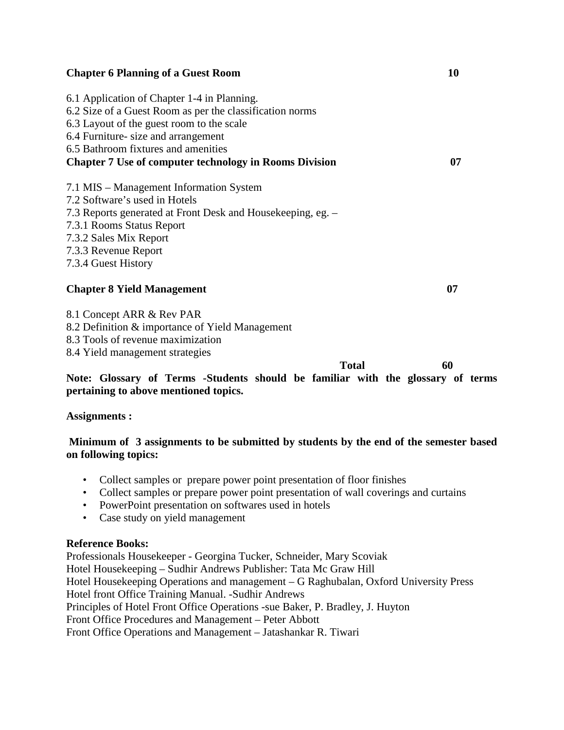**Chapter 6 Planning of a Guest Room** **10**

6.1 Application of Chapter 1-4 in Planning.
6.2 Size of a Guest Room as per the classification norms
6.3 Layout of the guest room to the scale
6.4 Furniture- size and arrangement
6.5 Bathroom fixtures and amenities

**Chapter 7 Use of computer technology in Rooms Division** **07**

7.1 MIS – Management Information System
7.2 Software's used in Hotels
7.3 Reports generated at Front Desk and Housekeeping, eg. –
7.3.1 Rooms Status Report
7.3.2 Sales Mix Report
7.3.3 Revenue Report
7.3.4 Guest History

**Chapter 8 Yield Management** **07**

8.1 Concept ARR & Rev PAR
8.2 Definition & importance of Yield Management
8.3 Tools of revenue maximization
8.4 Yield management strategies

**Total** **60**

**Note: Glossary of Terms -Students should be familiar with the glossary of terms pertaining to above mentioned topics.**

**Assignments :**

**Minimum of 3 assignments to be submitted by students by the end of the semester based on following topics:**

- Collect samples or prepare power point presentation of floor finishes
- Collect samples or prepare power point presentation of wall coverings and curtains
- PowerPoint presentation on softwares used in hotels
- Case study on yield management

**Reference Books:**

Professionals Housekeeper - Georgina Tucker, Schneider, Mary Scoviak
Hotel Housekeeping – Sudhir Andrews Publisher: Tata Mc Graw Hill
Hotel Housekeeping Operations and management – G Raghubalan, Oxford University Press
Hotel front Office Training Manual. -Sudhir Andrews
Principles of Hotel Front Office Operations -sue Baker, P. Bradley, J. Huyton
Front Office Procedures and Management – Peter Abbott
Front Office Operations and Management – Jatashankar R. Tiwari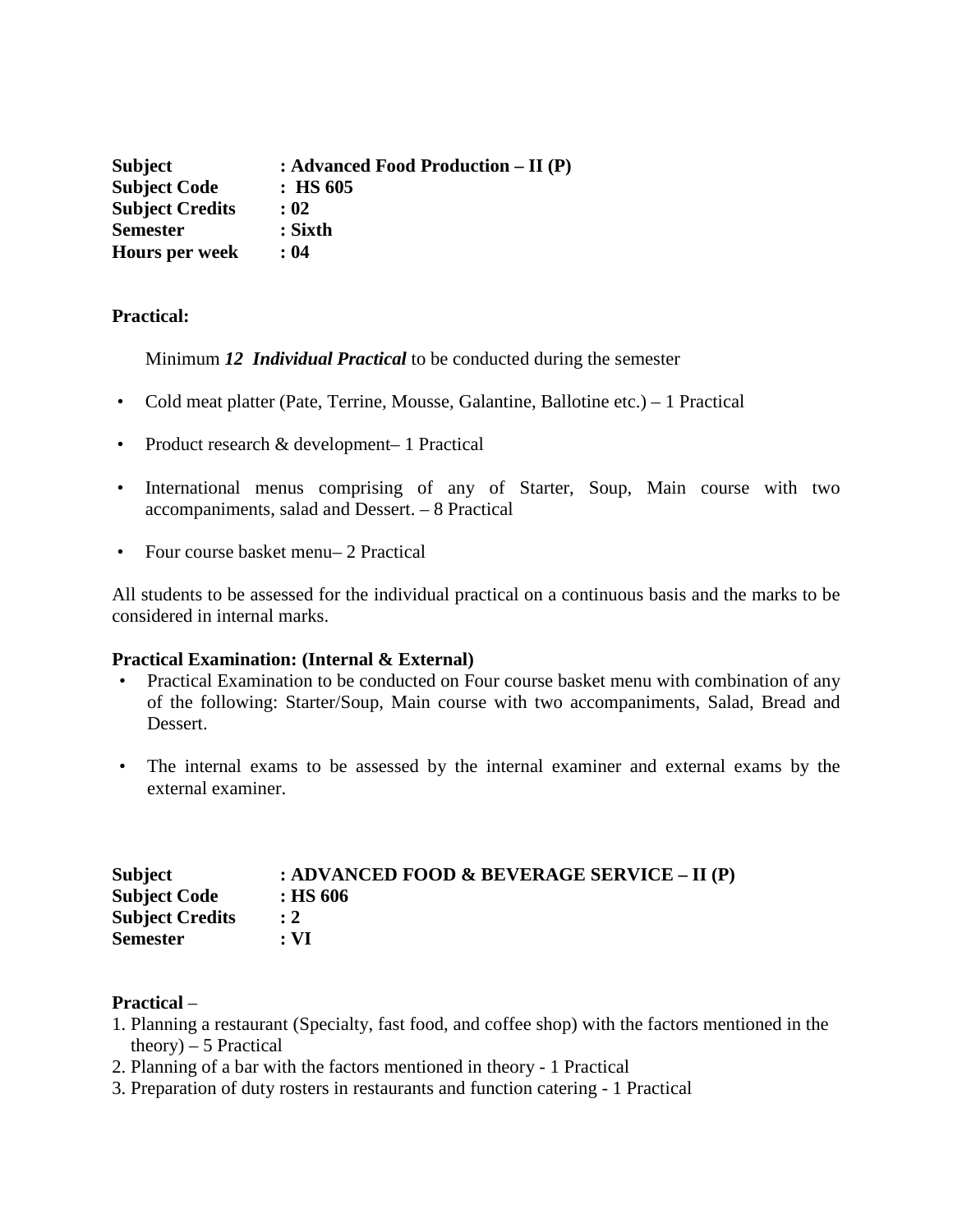**Subject** : **Advanced Food Production – II (P)**
**Subject Code** : **HS 605**
**Subject Credits** : **02**
**Semester** : **Sixth**
**Hours per week** : **04**

**Practical:**

Minimum ***12 Individual Practical*** to be conducted during the semester

- Cold meat platter (Pate, Terrine, Mousse, Galantine, Ballotine etc.) – 1 Practical
- Product research & development– 1 Practical
- International menus comprising of any of Starter, Soup, Main course with two accompaniments, salad and Dessert. – 8 Practical
- Four course basket menu– 2 Practical

All students to be assessed for the individual practical on a continuous basis and the marks to be considered in internal marks.

**Practical Examination: (Internal & External)**

- Practical Examination to be conducted on Four course basket menu with combination of any of the following: Starter/Soup, Main course with two accompaniments, Salad, Bread and Dessert.
- The internal exams to be assessed by the internal examiner and external exams by the external examiner.

**Subject** : **ADVANCED FOOD & BEVERAGE SERVICE – II (P)**
**Subject Code** : **HS 606**
**Subject Credits** : **2**
**Semester** : **VI**

**Practical** –

1. Planning a restaurant (Specialty, fast food, and coffee shop) with the factors mentioned in the theory) – 5 Practical
2. Planning of a bar with the factors mentioned in theory - 1 Practical
3. Preparation of duty rosters in restaurants and function catering - 1 Practical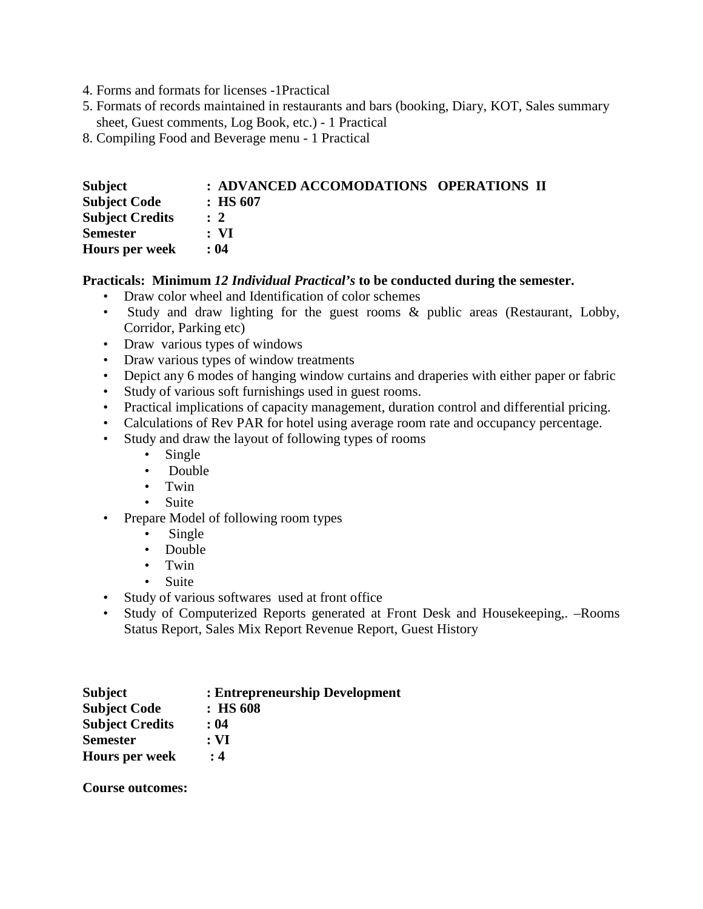4. Forms and formats for licenses -1Practical
5. Formats of records maintained in restaurants and bars (booking, Diary, KOT, Sales summary sheet, Guest comments, Log Book, etc.) - 1 Practical
8. Compiling Food and Beverage menu - 1 Practical

**Subject : ADVANCED ACCOMODATIONS OPERATIONS II**
**Subject Code : HS 607**
**Subject Credits : 2**
**Semester : VI**
**Hours per week : 04**

**Practicals: Minimum *12 Individual Practical's* to be conducted during the semester.**

- Draw color wheel and Identification of color schemes
- Study and draw lighting for the guest rooms & public areas (Restaurant, Lobby, Corridor, Parking etc)
- Draw various types of windows
- Draw various types of window treatments
- Depict any 6 modes of hanging window curtains and draperies with either paper or fabric
- Study of various soft furnishings used in guest rooms.
- Practical implications of capacity management, duration control and differential pricing.
- Calculations of Rev PAR for hotel using average room rate and occupancy percentage.
- Study and draw the layout of following types of rooms
  - Single
  - Double
  - Twin
  - Suite
- Prepare Model of following room types
  - Single
  - Double
  - Twin
  - Suite
- Study of various softwares used at front office
- Study of Computerized Reports generated at Front Desk and Housekeeping,. –Rooms Status Report, Sales Mix Report Revenue Report, Guest History

**Subject : Entrepreneurship Development**
**Subject Code : HS 608**
**Subject Credits : 04**
**Semester : VI**
**Hours per week : 4**

**Course outcomes:**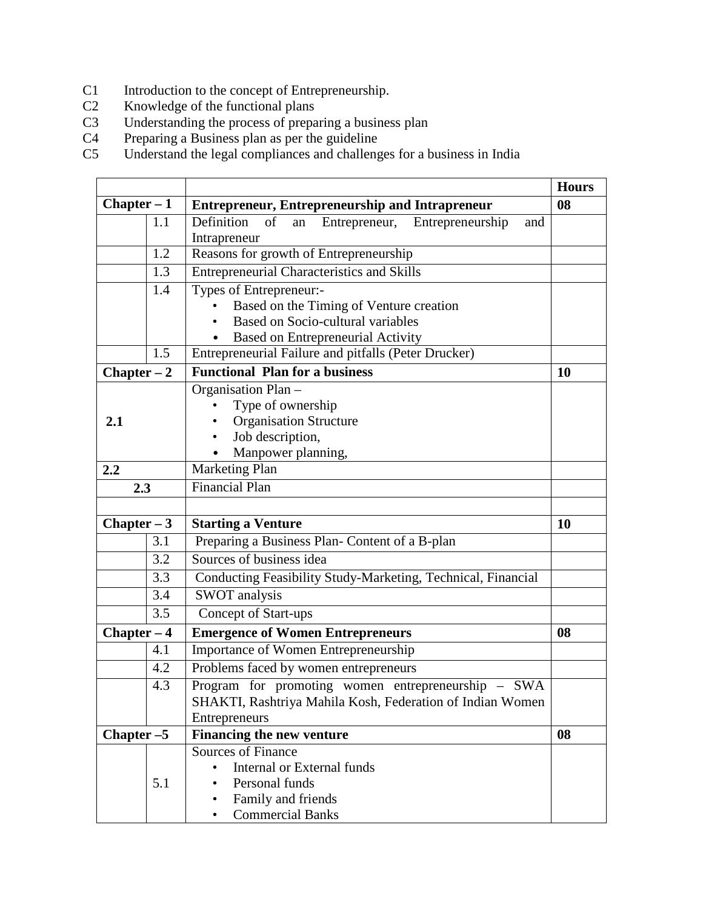C1 Introduction to the concept of Entrepreneurship.
C2 Knowledge of the functional plans
C3 Understanding the process of preparing a business plan
C4 Preparing a Business plan as per the guideline
C5 Understand the legal compliances and challenges for a business in India

| | | | Hours |
|---|---|---|---|
| **Chapter – 1** | | **Entrepreneur, Entrepreneurship and Intrapreneur** | **08** |
| | 1.1 | Definition of an Entrepreneur, Entrepreneurship and Intrapreneur | |
| | 1.2 | Reasons for growth of Entrepreneurship | |
| | 1.3 | Entrepreneurial Characteristics and Skills | |
| | 1.4 | Types of Entrepreneur:-<br>• Based on the Timing of Venture creation<br>• Based on Socio-cultural variables<br>• Based on Entrepreneurial Activity | |
| | 1.5 | Entrepreneurial Failure and pitfalls (Peter Drucker) | |
| **Chapter – 2** | | **Functional Plan for a business** | **10** |
| **2.1** | | Organisation Plan –<br>• Type of ownership<br>• Organisation Structure<br>• Job description,<br>• Manpower planning, | |
| **2.2** | | Marketing Plan | |
| **2.3** | | Financial Plan | |
| | | | |
| **Chapter – 3** | | **Starting a Venture** | **10** |
| | 3.1 | Preparing a Business Plan- Content of a B-plan | |
| | 3.2 | Sources of business idea | |
| | 3.3 | Conducting Feasibility Study-Marketing, Technical, Financial | |
| | 3.4 | SWOT analysis | |
| | 3.5 | Concept of Start-ups | |
| **Chapter – 4** | | **Emergence of Women Entrepreneurs** | **08** |
| | 4.1 | Importance of Women Entrepreneurship | |
| | 4.2 | Problems faced by women entrepreneurs | |
| | 4.3 | Program for promoting women entrepreneurship – SWA SHAKTI, Rashtriya Mahila Kosh, Federation of Indian Women Entrepreneurs | |
| **Chapter –5** | | **Financing the new venture** | **08** |
| | 5.1 | Sources of Finance<br>• Internal or External funds<br>• Personal funds<br>• Family and friends<br>• Commercial Banks | |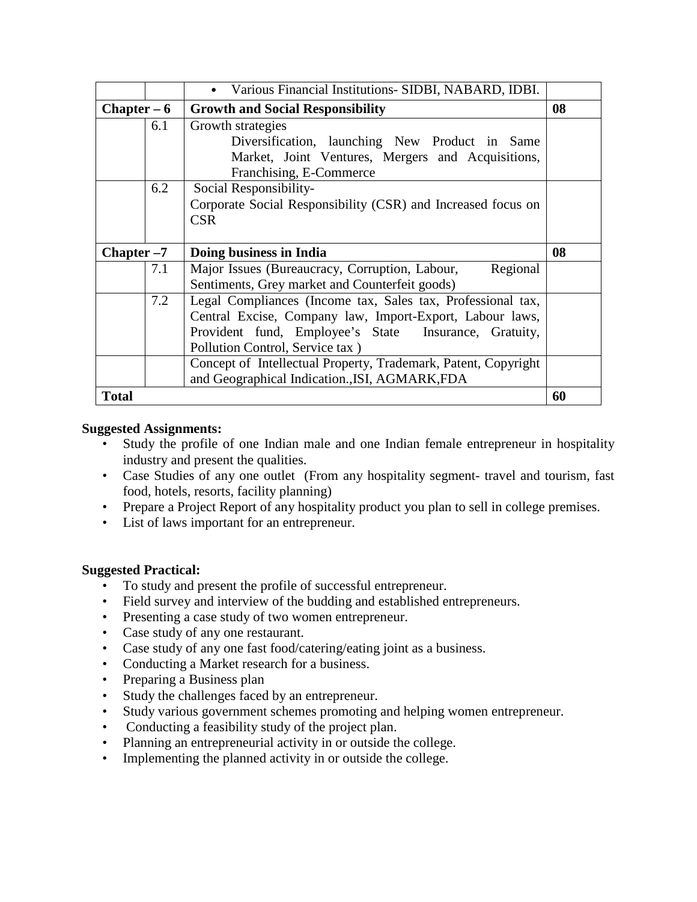| | | | |
|---|---|---|---|
| | | • Various Financial Institutions- SIDBI, NABARD, IDBI. | |
| **Chapter – 6** | | **Growth and Social Responsibility** | **08** |
| | 6.1 | Growth strategies<br>Diversification, launching New Product in Same Market, Joint Ventures, Mergers and Acquisitions, Franchising, E-Commerce | |
| | 6.2 | Social Responsibility-<br>Corporate Social Responsibility (CSR) and Increased focus on CSR | |
| **Chapter –7** | | **Doing business in India** | **08** |
| | 7.1 | Major Issues (Bureaucracy, Corruption, Labour, Regional Sentiments, Grey market and Counterfeit goods) | |
| | 7.2 | Legal Compliances (Income tax, Sales tax, Professional tax, Central Excise, Company law, Import-Export, Labour laws, Provident fund, Employee's State Insurance, Gratuity, Pollution Control, Service tax ) | |
| | | Concept of Intellectual Property, Trademark, Patent, Copyright and Geographical Indication.,ISI, AGMARK,FDA | |
| **Total** | | | **60** |

**Suggested Assignments:**

- Study the profile of one Indian male and one Indian female entrepreneur in hospitality industry and present the qualities.
- Case Studies of any one outlet (From any hospitality segment- travel and tourism, fast food, hotels, resorts, facility planning)
- Prepare a Project Report of any hospitality product you plan to sell in college premises.
- List of laws important for an entrepreneur.

**Suggested Practical:**

- To study and present the profile of successful entrepreneur.
- Field survey and interview of the budding and established entrepreneurs.
- Presenting a case study of two women entrepreneur.
- Case study of any one restaurant.
- Case study of any one fast food/catering/eating joint as a business.
- Conducting a Market research for a business.
- Preparing a Business plan
- Study the challenges faced by an entrepreneur.
- Study various government schemes promoting and helping women entrepreneur.
- Conducting a feasibility study of the project plan.
- Planning an entrepreneurial activity in or outside the college.
- Implementing the planned activity in or outside the college.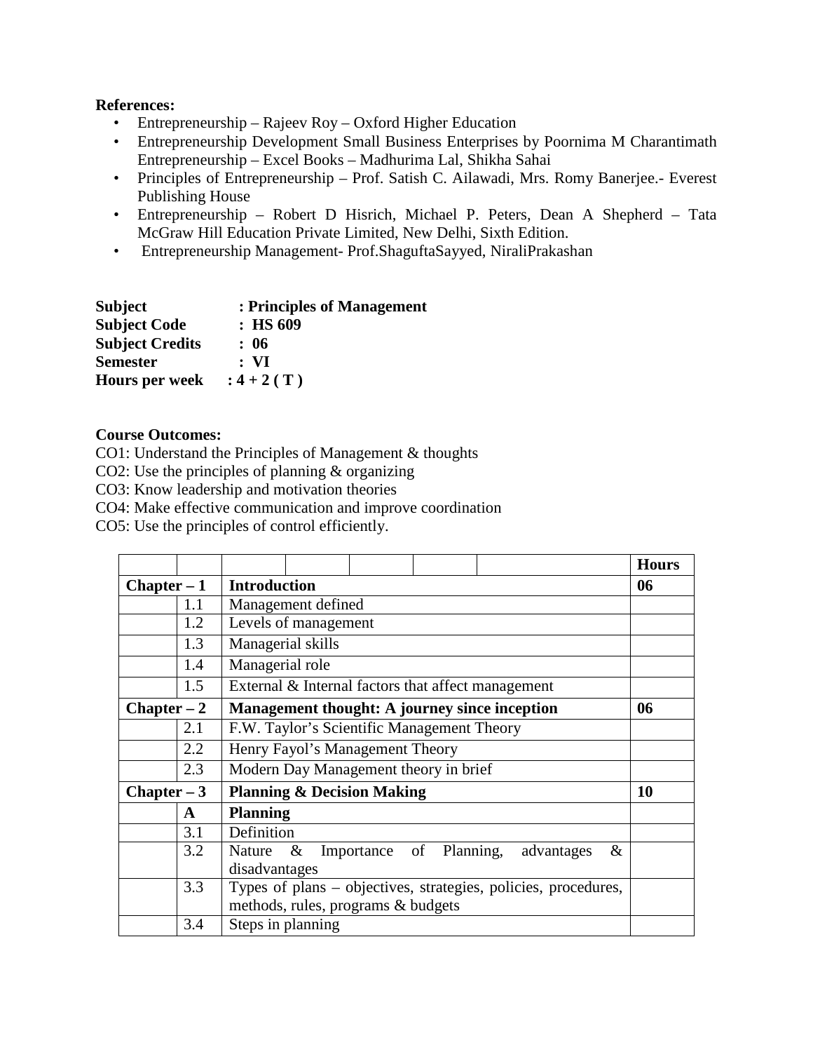**References:**

- Entrepreneurship – Rajeev Roy – Oxford Higher Education
- Entrepreneurship Development Small Business Enterprises by Poornima M Charantimath Entrepreneurship – Excel Books – Madhurima Lal, Shikha Sahai
- Principles of Entrepreneurship – Prof. Satish C. Ailawadi, Mrs. Romy Banerjee.- Everest Publishing House
- Entrepreneurship – Robert D Hisrich, Michael P. Peters, Dean A Shepherd – Tata McGraw Hill Education Private Limited, New Delhi, Sixth Edition.
- Entrepreneurship Management- Prof.ShaguftaSayyed, NiraliPrakashan

**Subject** : **Principles of Management**
**Subject Code** : **HS 609**
**Subject Credits** : **06**
**Semester** : **VI**
**Hours per week** : **4 + 2 ( T )**

**Course Outcomes:**

CO1: Understand the Principles of Management & thoughts
CO2: Use the principles of planning & organizing
CO3: Know leadership and motivation theories
CO4: Make effective communication and improve coordination
CO5: Use the principles of control efficiently.

| | | | **Hours** |
|---|---|---|---|
| **Chapter – 1** | | **Introduction** | **06** |
| | 1.1 | Management defined | |
| | 1.2 | Levels of management | |
| | 1.3 | Managerial skills | |
| | 1.4 | Managerial role | |
| | 1.5 | External & Internal factors that affect management | |
| **Chapter – 2** | | **Management thought: A journey since inception** | **06** |
| | 2.1 | F.W. Taylor's Scientific Management Theory | |
| | 2.2 | Henry Fayol's Management Theory | |
| | 2.3 | Modern Day Management theory in brief | |
| **Chapter – 3** | | **Planning & Decision Making** | **10** |
| | **A** | **Planning** | |
| | 3.1 | Definition | |
| | 3.2 | Nature & Importance of Planning, advantages & disadvantages | |
| | 3.3 | Types of plans – objectives, strategies, policies, procedures, methods, rules, programs & budgets | |
| | 3.4 | Steps in planning | |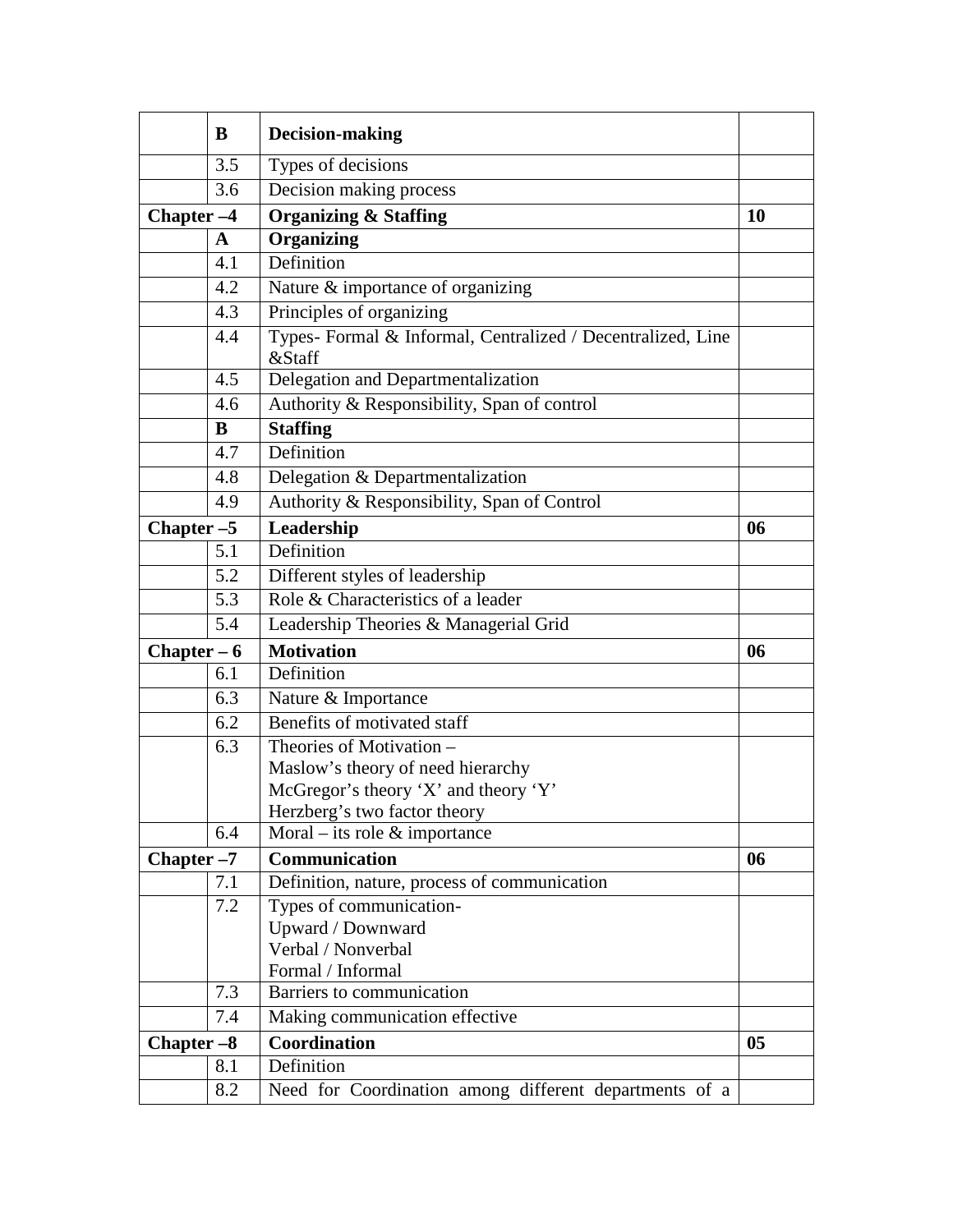| | | | |
|---|---|---|---|
| | **B** | **Decision-making** | |
| | 3.5 | Types of decisions | |
| | 3.6 | Decision making process | |
| **Chapter –4** | | **Organizing & Staffing** | **10** |
| | **A** | **Organizing** | |
| | 4.1 | Definition | |
| | 4.2 | Nature & importance of organizing | |
| | 4.3 | Principles of organizing | |
| | 4.4 | Types- Formal & Informal, Centralized / Decentralized, Line &Staff | |
| | 4.5 | Delegation and Departmentalization | |
| | 4.6 | Authority & Responsibility, Span of control | |
| | **B** | **Staffing** | |
| | 4.7 | Definition | |
| | 4.8 | Delegation & Departmentalization | |
| | 4.9 | Authority & Responsibility, Span of Control | |
| **Chapter –5** | | **Leadership** | **06** |
| | 5.1 | Definition | |
| | 5.2 | Different styles of leadership | |
| | 5.3 | Role & Characteristics of a leader | |
| | 5.4 | Leadership Theories & Managerial Grid | |
| **Chapter – 6** | | **Motivation** | **06** |
| | 6.1 | Definition | |
| | 6.3 | Nature & Importance | |
| | 6.2 | Benefits of motivated staff | |
| | 6.3 | Theories of Motivation –<br>Maslow's theory of need hierarchy<br>McGregor's theory 'X' and theory 'Y'<br>Herzberg's two factor theory | |
| | 6.4 | Moral – its role & importance | |
| **Chapter –7** | | **Communication** | **06** |
| | 7.1 | Definition, nature, process of communication | |
| | 7.2 | Types of communication-<br>Upward / Downward<br>Verbal / Nonverbal<br>Formal / Informal | |
| | 7.3 | Barriers to communication | |
| | 7.4 | Making communication effective | |
| **Chapter –8** | | **Coordination** | **05** |
| | 8.1 | Definition | |
| | 8.2 | Need for Coordination among different departments of a | |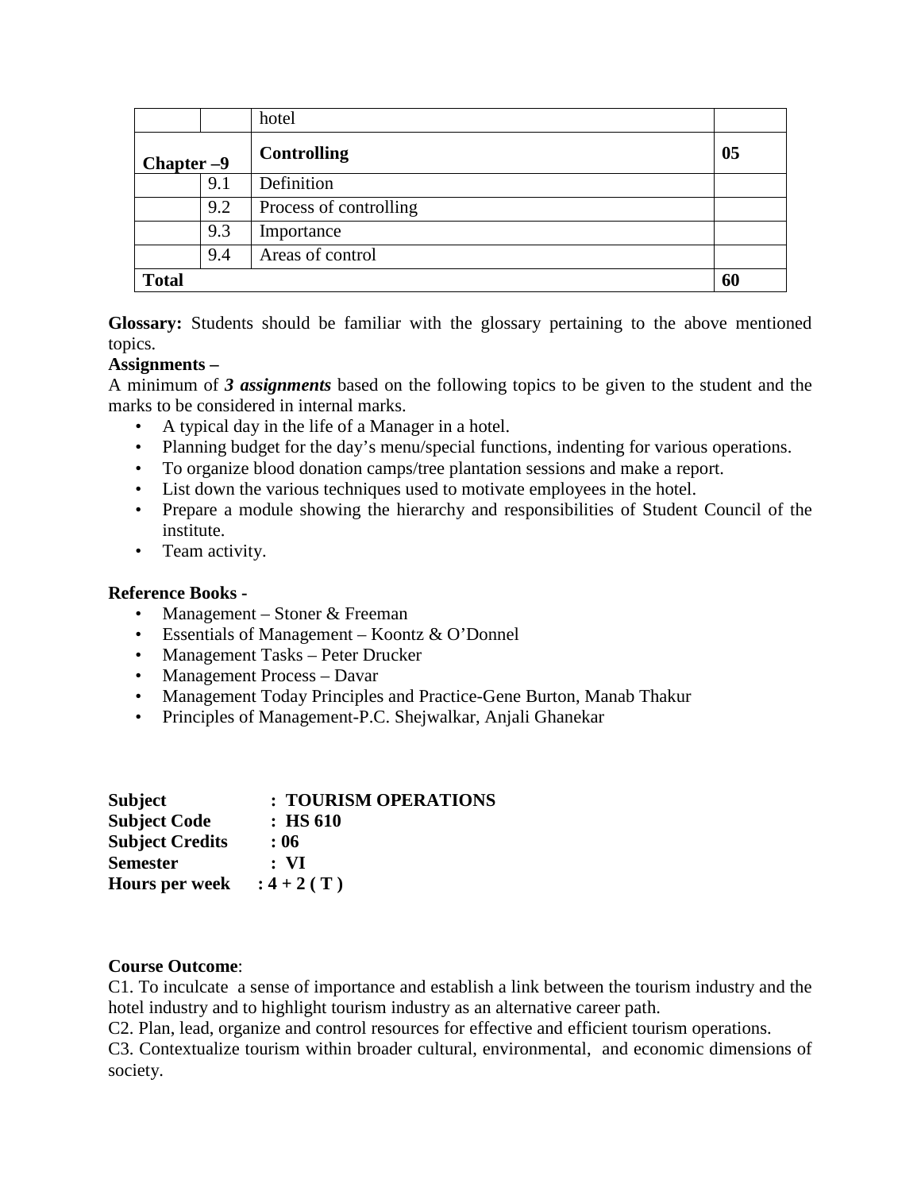| | | hotel | |
|---|---|---|---|
| **Chapter –9** | | **Controlling** | **05** |
| | 9.1 | Definition | |
| | 9.2 | Process of controlling | |
| | 9.3 | Importance | |
| | 9.4 | Areas of control | |
| **Total** | | | **60** |

**Glossary:** Students should be familiar with the glossary pertaining to the above mentioned topics.

**Assignments –**

A minimum of ***3 assignments*** based on the following topics to be given to the student and the marks to be considered in internal marks.

- A typical day in the life of a Manager in a hotel.
- Planning budget for the day's menu/special functions, indenting for various operations.
- To organize blood donation camps/tree plantation sessions and make a report.
- List down the various techniques used to motivate employees in the hotel.
- Prepare a module showing the hierarchy and responsibilities of Student Council of the institute.
- Team activity.

**Reference Books -**

- Management – Stoner & Freeman
- Essentials of Management – Koontz & O'Donnel
- Management Tasks – Peter Drucker
- Management Process – Davar
- Management Today Principles and Practice-Gene Burton, Manab Thakur
- Principles of Management-P.C. Shejwalkar, Anjali Ghanekar

**Subject : TOURISM OPERATIONS**
**Subject Code : HS 610**
**Subject Credits : 06**
**Semester : VI**
**Hours per week : 4 + 2 ( T )**

**Course Outcome**:

C1. To inculcate a sense of importance and establish a link between the tourism industry and the hotel industry and to highlight tourism industry as an alternative career path.

C2. Plan, lead, organize and control resources for effective and efficient tourism operations.

C3. Contextualize tourism within broader cultural, environmental, and economic dimensions of society.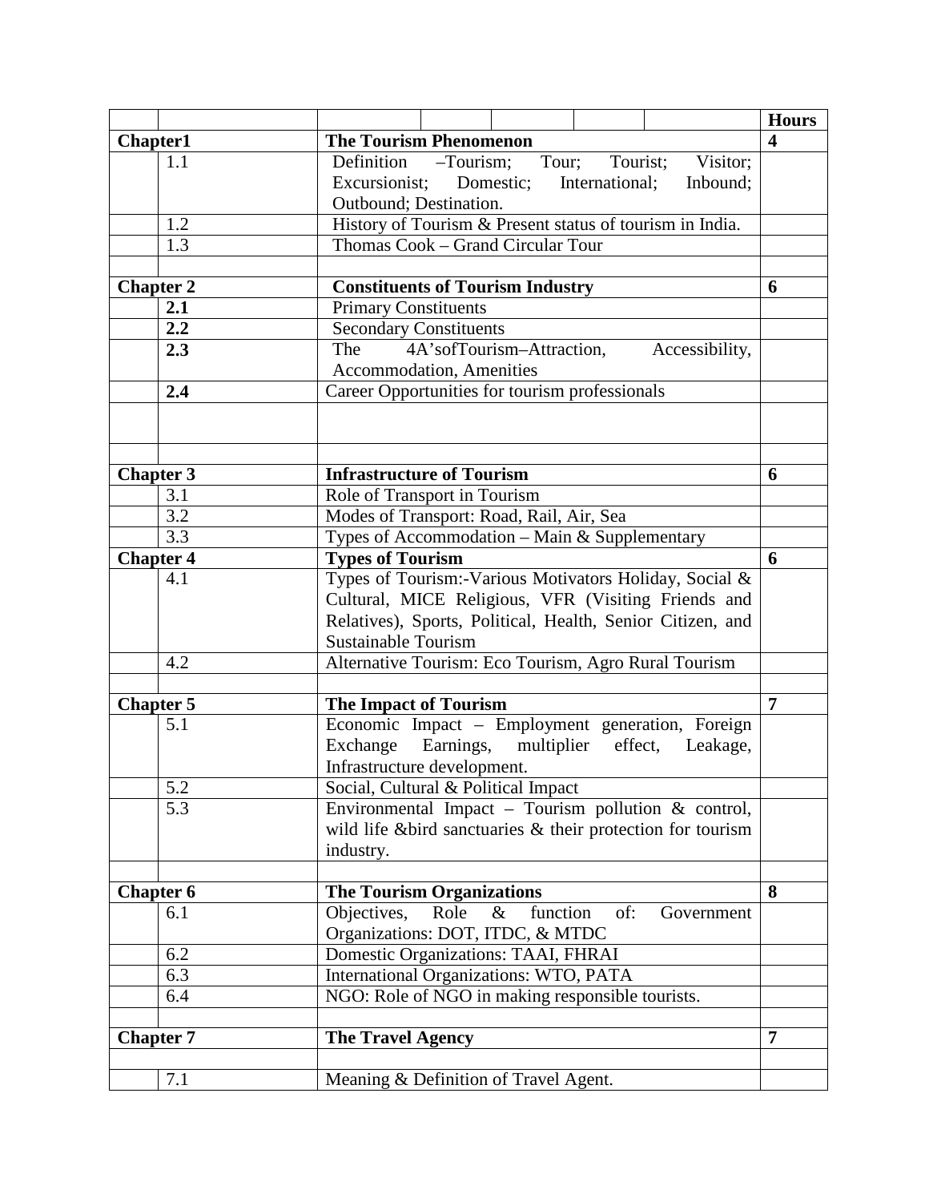| | | | Hours |
|---|---|---|---|
| **Chapter1** | | **The Tourism Phenomenon** | **4** |
| | 1.1 | Definition –Tourism; Tour; Tourist; Visitor; Excursionist; Domestic; International; Inbound; Outbound; Destination. | |
| | 1.2 | History of Tourism & Present status of tourism in India. | |
| | 1.3 | Thomas Cook – Grand Circular Tour | |
| | | | |
| **Chapter 2** | | **Constituents of Tourism Industry** | **6** |
| | **2.1** | Primary Constituents | |
| | **2.2** | Secondary Constituents | |
| | **2.3** | The 4A'sofTourism–Attraction, Accessibility, Accommodation, Amenities | |
| | **2.4** | Career Opportunities for tourism professionals | |
| | | | |
| | | | |
| **Chapter 3** | | **Infrastructure of Tourism** | **6** |
| | 3.1 | Role of Transport in Tourism | |
| | 3.2 | Modes of Transport: Road, Rail, Air, Sea | |
| | 3.3 | Types of Accommodation – Main & Supplementary | |
| **Chapter 4** | | **Types of Tourism** | **6** |
| | 4.1 | Types of Tourism:-Various Motivators Holiday, Social & Cultural, MICE Religious, VFR (Visiting Friends and Relatives), Sports, Political, Health, Senior Citizen, and Sustainable Tourism | |
| | 4.2 | Alternative Tourism: Eco Tourism, Agro Rural Tourism | |
| | | | |
| **Chapter 5** | | **The Impact of Tourism** | **7** |
| | 5.1 | Economic Impact – Employment generation, Foreign Exchange Earnings, multiplier effect, Leakage, Infrastructure development. | |
| | 5.2 | Social, Cultural & Political Impact | |
| | 5.3 | Environmental Impact – Tourism pollution & control, wild life &bird sanctuaries & their protection for tourism industry. | |
| | | | |
| **Chapter 6** | | **The Tourism Organizations** | **8** |
| | 6.1 | Objectives, Role & function of: Government Organizations: DOT, ITDC, & MTDC | |
| | 6.2 | Domestic Organizations: TAAI, FHRAI | |
| | 6.3 | International Organizations: WTO, PATA | |
| | 6.4 | NGO: Role of NGO in making responsible tourists. | |
| | | | |
| **Chapter 7** | | **The Travel Agency** | **7** |
| | | | |
| | 7.1 | Meaning & Definition of Travel Agent. | |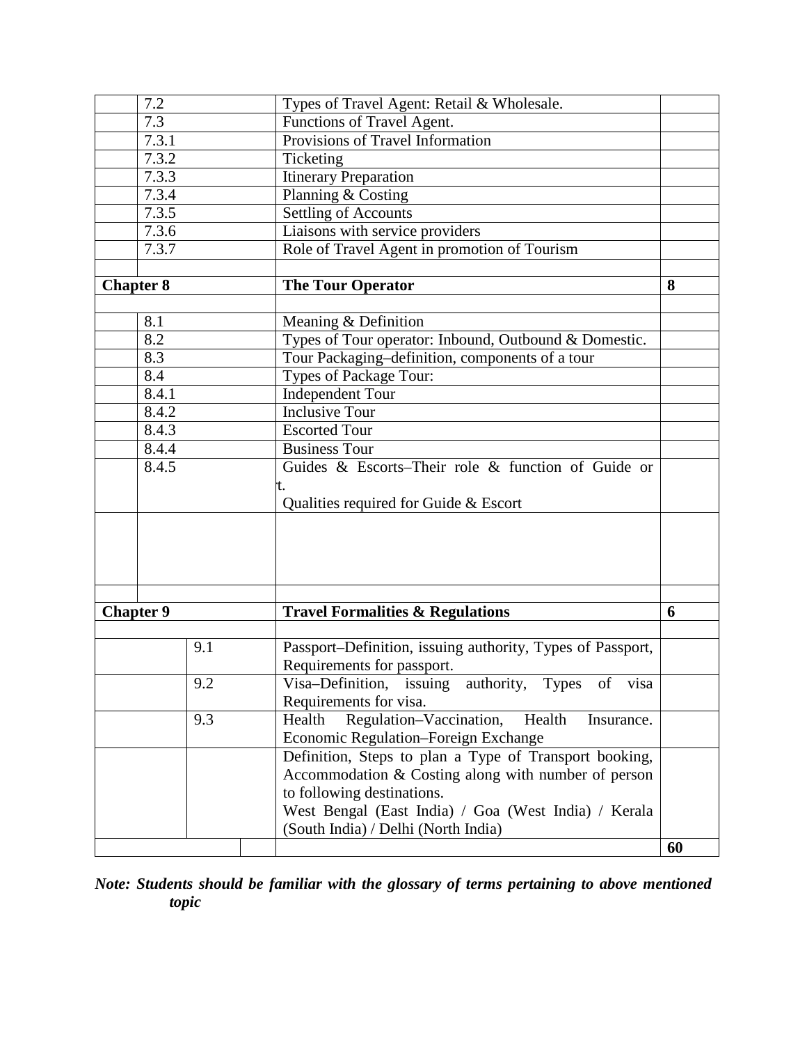| | | | Topic | Hours |
|---|---|---|---|---|
| | 7.2 | | Types of Travel Agent: Retail & Wholesale. | |
| | 7.3 | | Functions of Travel Agent. | |
| | 7.3.1 | | Provisions of Travel Information | |
| | 7.3.2 | | Ticketing | |
| | 7.3.3 | | Itinerary Preparation | |
| | 7.3.4 | | Planning & Costing | |
| | 7.3.5 | | Settling of Accounts | |
| | 7.3.6 | | Liaisons with service providers | |
| | 7.3.7 | | Role of Travel Agent in promotion of Tourism | |
| | | | | |
| **Chapter 8** | | | **The Tour Operator** | **8** |
| | | | | |
| | 8.1 | | Meaning & Definition | |
| | 8.2 | | Types of Tour operator: Inbound, Outbound & Domestic. | |
| | 8.3 | | Tour Packaging–definition, components of a tour | |
| | 8.4 | | Types of Package Tour: | |
| | 8.4.1 | | Independent Tour | |
| | 8.4.2 | | Inclusive Tour | |
| | 8.4.3 | | Escorted Tour | |
| | 8.4.4 | | Business Tour | |
| | 8.4.5 | | Guides & Escorts–Their role & function of Guide or t. Qualities required for Guide & Escort | |
| | | | | |
| | | | | |
| **Chapter 9** | | | **Travel Formalities & Regulations** | **6** |
| | | | | |
| | | 9.1 | Passport–Definition, issuing authority, Types of Passport, Requirements for passport. | |
| | | 9.2 | Visa–Definition, issuing authority, Types of visa Requirements for visa. | |
| | | 9.3 | Health Regulation–Vaccination, Health Insurance. Economic Regulation–Foreign Exchange | |
| | | | Definition, Steps to plan a Type of Transport booking, Accommodation & Costing along with number of person to following destinations. West Bengal (East India) / Goa (West India) / Kerala (South India) / Delhi (North India) | |
| | | | | **60** |

***Note: Students should be familiar with the glossary of terms pertaining to above mentioned topic***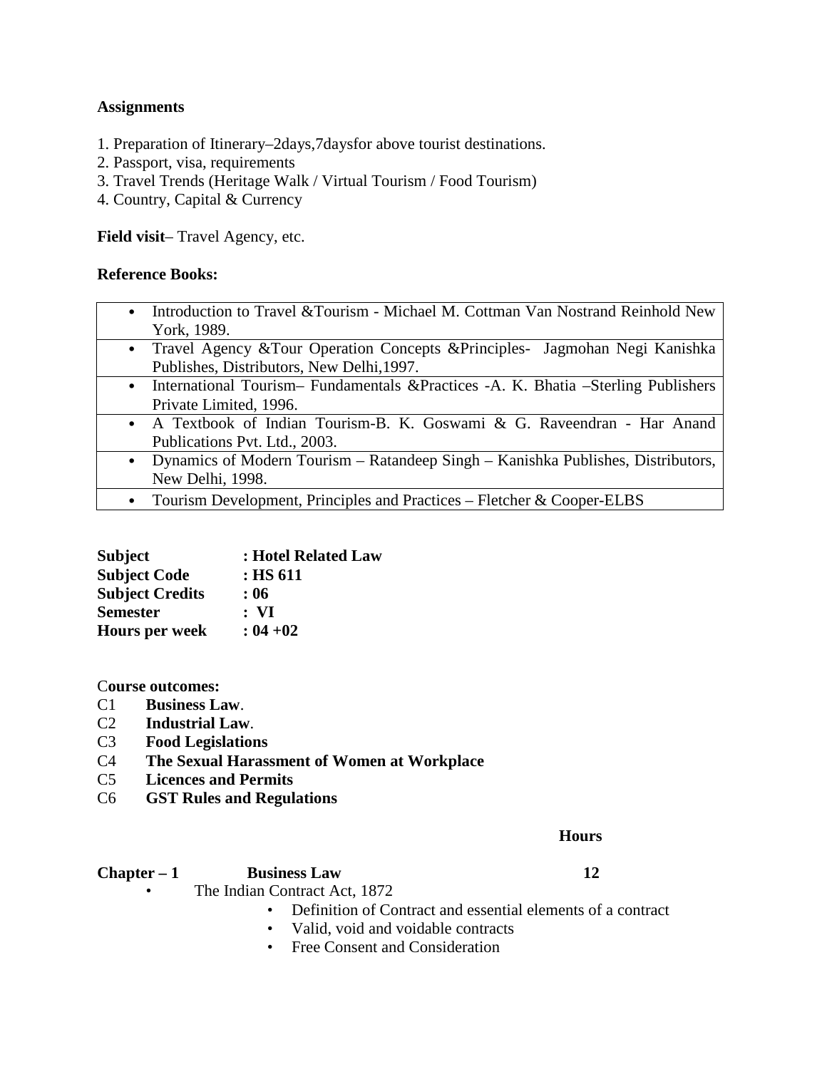**Assignments**

1. Preparation of Itinerary–2days,7daysfor above tourist destinations.
2. Passport, visa, requirements
3. Travel Trends (Heritage Walk / Virtual Tourism / Food Tourism)
4. Country, Capital & Currency

**Field visit**– Travel Agency, etc.

**Reference Books:**

| |
|---|
| • Introduction to Travel &Tourism - Michael M. Cottman Van Nostrand Reinhold New York, 1989. |
| • Travel Agency &Tour Operation Concepts &Principles- Jagmohan Negi Kanishka Publishes, Distributors, New Delhi,1997. |
| • International Tourism– Fundamentals &Practices -A. K. Bhatia –Sterling Publishers Private Limited, 1996. |
| • A Textbook of Indian Tourism-B. K. Goswami & G. Raveendran - Har Anand Publications Pvt. Ltd., 2003. |
| • Dynamics of Modern Tourism – Ratandeep Singh – Kanishka Publishes, Distributors, New Delhi, 1998. |
| • Tourism Development, Principles and Practices – Fletcher & Cooper-ELBS |

**Subject : Hotel Related Law**
**Subject Code : HS 611**
**Subject Credits : 06**
**Semester : VI**
**Hours per week : 04 +02**

C**ourse outcomes:**

C1 **Business Law**.
C2 **Industrial Law**.
C3 **Food Legislations**
C4 **The Sexual Harassment of Women at Workplace**
C5 **Licences and Permits**
C6 **GST Rules and Regulations**

**Hours**

**Chapter – 1 Business Law 12**

- The Indian Contract Act, 1872
    - Definition of Contract and essential elements of a contract
    - Valid, void and voidable contracts
    - Free Consent and Consideration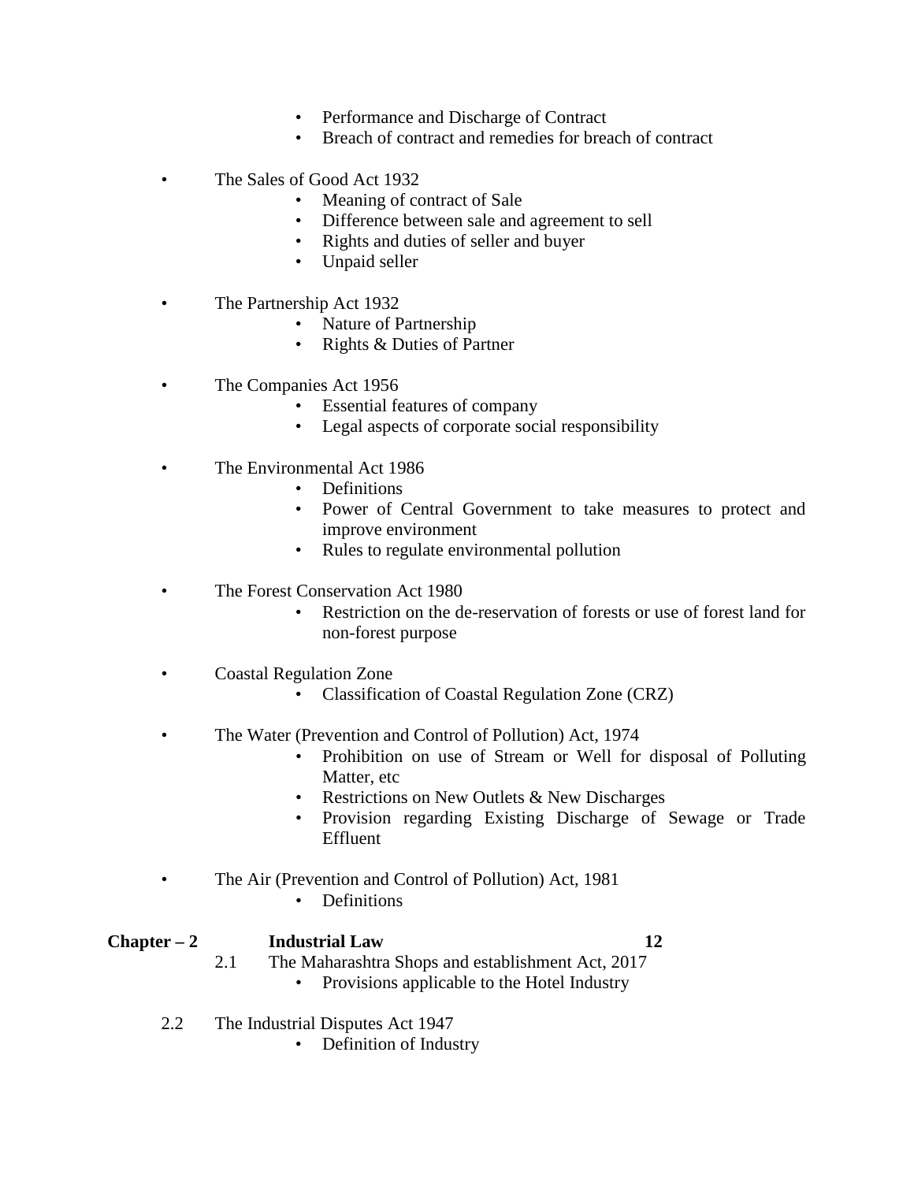- Performance and Discharge of Contract
  - Breach of contract and remedies for breach of contract

- The Sales of Good Act 1932
  - Meaning of contract of Sale
  - Difference between sale and agreement to sell
  - Rights and duties of seller and buyer
  - Unpaid seller

- The Partnership Act 1932
  - Nature of Partnership
  - Rights & Duties of Partner

- The Companies Act 1956
  - Essential features of company
  - Legal aspects of corporate social responsibility

- The Environmental Act 1986
  - Definitions
  - Power of Central Government to take measures to protect and improve environment
  - Rules to regulate environmental pollution

- The Forest Conservation Act 1980
  - Restriction on the de-reservation of forests or use of forest land for non-forest purpose

- Coastal Regulation Zone
  - Classification of Coastal Regulation Zone (CRZ)

- The Water (Prevention and Control of Pollution) Act, 1974
  - Prohibition on use of Stream or Well for disposal of Polluting Matter, etc
  - Restrictions on New Outlets & New Discharges
  - Provision regarding Existing Discharge of Sewage or Trade Effluent

- The Air (Prevention and Control of Pollution) Act, 1981
  - Definitions

**Chapter – 2 Industrial Law 12**

2.1 The Maharashtra Shops and establishment Act, 2017
  - Provisions applicable to the Hotel Industry

2.2 The Industrial Disputes Act 1947
  - Definition of Industry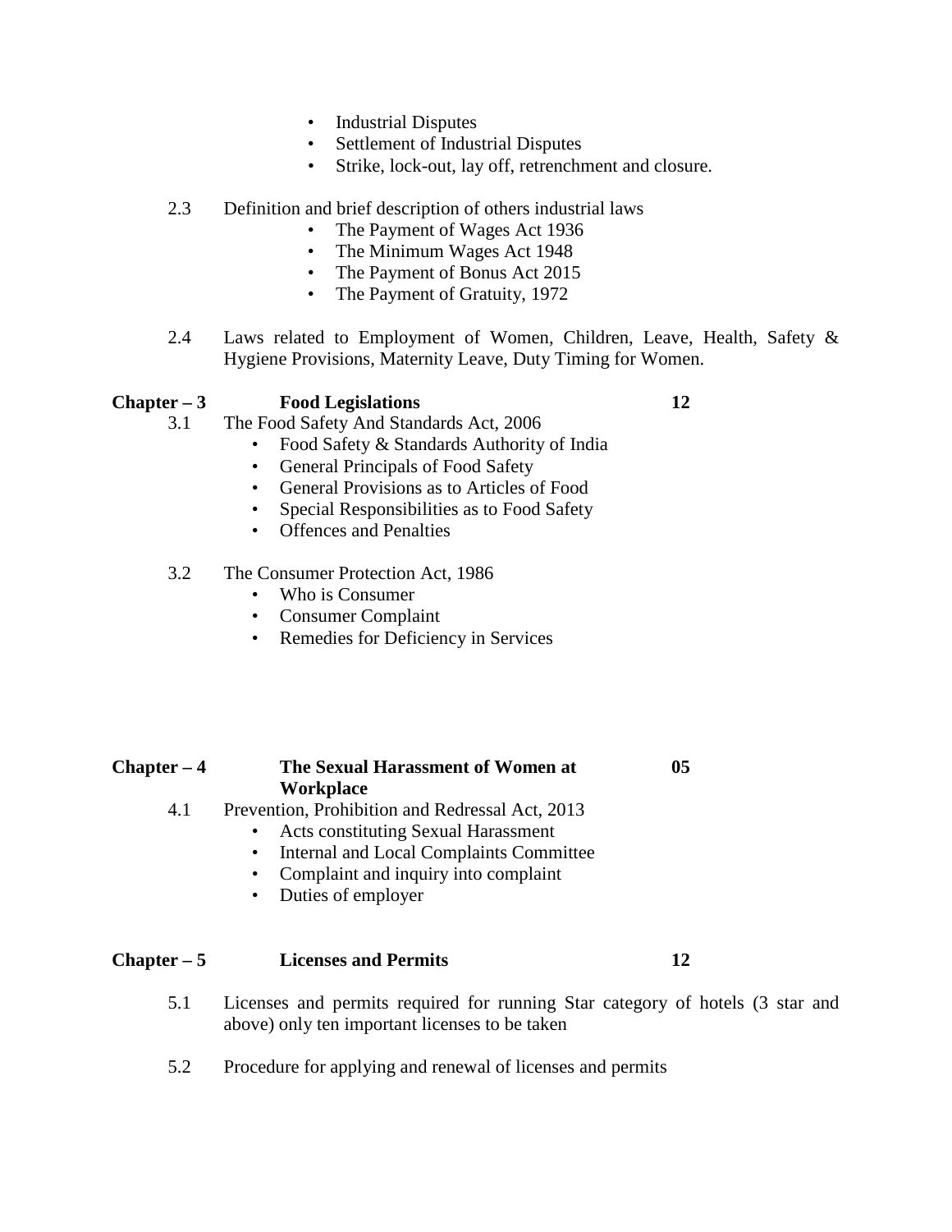- Industrial Disputes
- Settlement of Industrial Disputes
- Strike, lock-out, lay off, retrenchment and closure.

2.3 Definition and brief description of others industrial laws

- The Payment of Wages Act 1936
- The Minimum Wages Act 1948
- The Payment of Bonus Act 2015
- The Payment of Gratuity, 1972

2.4 Laws related to Employment of Women, Children, Leave, Health, Safety & Hygiene Provisions, Maternity Leave, Duty Timing for Women.

**Chapter – 3 Food Legislations 12**

3.1 The Food Safety And Standards Act, 2006

- Food Safety & Standards Authority of India
- General Principals of Food Safety
- General Provisions as to Articles of Food
- Special Responsibilities as to Food Safety
- Offences and Penalties

3.2 The Consumer Protection Act, 1986

- Who is Consumer
- Consumer Complaint
- Remedies for Deficiency in Services

**Chapter – 4 The Sexual Harassment of Women at Workplace 05**

4.1 Prevention, Prohibition and Redressal Act, 2013

- Acts constituting Sexual Harassment
- Internal and Local Complaints Committee
- Complaint and inquiry into complaint
- Duties of employer

**Chapter – 5 Licenses and Permits 12**

5.1 Licenses and permits required for running Star category of hotels (3 star and above) only ten important licenses to be taken

5.2 Procedure for applying and renewal of licenses and permits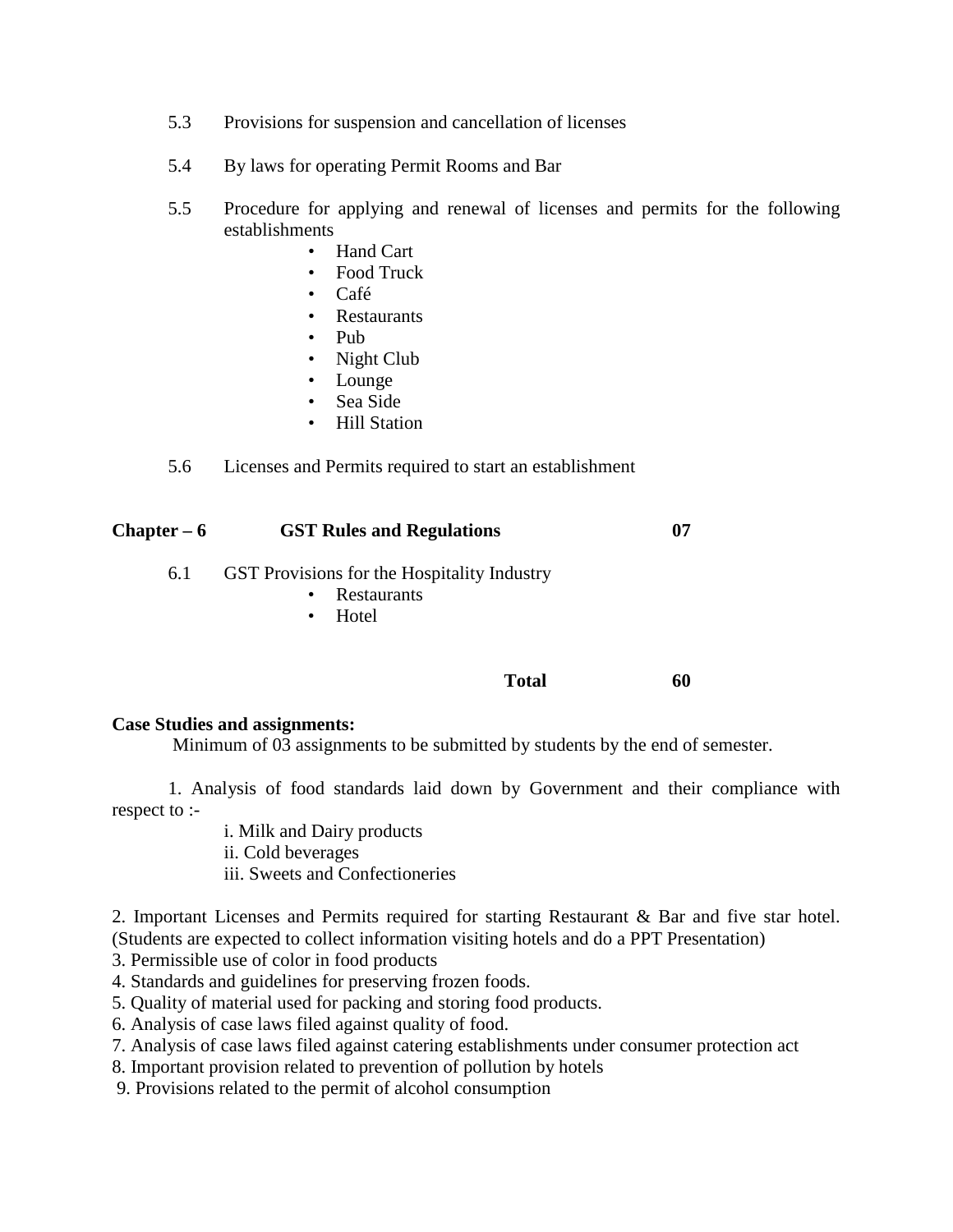5.3 Provisions for suspension and cancellation of licenses

5.4 By laws for operating Permit Rooms and Bar

5.5 Procedure for applying and renewal of licenses and permits for the following establishments

- Hand Cart
- Food Truck
- Café
- Restaurants
- Pub
- Night Club
- Lounge
- Sea Side
- Hill Station

5.6 Licenses and Permits required to start an establishment

| **Chapter – 6** | **GST Rules and Regulations** | **07** |
|---|---|---|

6.1 GST Provisions for the Hospitality Industry

- Restaurants
- Hotel

| | **Total** | **60** |
|---|---|---|

**Case Studies and assignments:**

Minimum of 03 assignments to be submitted by students by the end of semester.

1. Analysis of food standards laid down by Government and their compliance with respect to :-

   i. Milk and Dairy products
   ii. Cold beverages
   iii. Sweets and Confectioneries

2. Important Licenses and Permits required for starting Restaurant & Bar and five star hotel. (Students are expected to collect information visiting hotels and do a PPT Presentation)
3. Permissible use of color in food products
4. Standards and guidelines for preserving frozen foods.
5. Quality of material used for packing and storing food products.
6. Analysis of case laws filed against quality of food.
7. Analysis of case laws filed against catering establishments under consumer protection act
8. Important provision related to prevention of pollution by hotels
9. Provisions related to the permit of alcohol consumption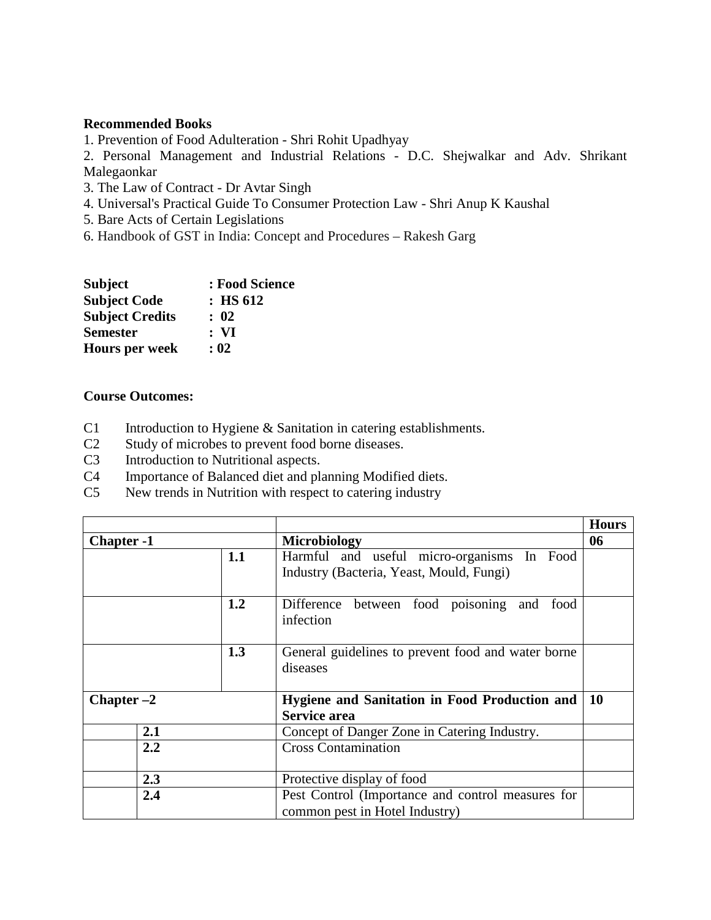**Recommended Books**

1. Prevention of Food Adulteration - Shri Rohit Upadhyay
2. Personal Management and Industrial Relations - D.C. Shejwalkar and Adv. Shrikant Malegaonkar
3. The Law of Contract - Dr Avtar Singh
4. Universal's Practical Guide To Consumer Protection Law - Shri Anup K Kaushal
5. Bare Acts of Certain Legislations
6. Handbook of GST in India: Concept and Procedures – Rakesh Garg

**Subject** : **Food Science**
**Subject Code** : **HS 612**
**Subject Credits** : **02**
**Semester** : **VI**
**Hours per week** : **02**

**Course Outcomes:**

C1 Introduction to Hygiene & Sanitation in catering establishments.
C2 Study of microbes to prevent food borne diseases.
C3 Introduction to Nutritional aspects.
C4 Importance of Balanced diet and planning Modified diets.
C5 New trends in Nutrition with respect to catering industry

| | | | **Hours** |
|---|---|---|---|
| **Chapter -1** | | **Microbiology** | **06** |
| | **1.1** | Harmful and useful micro-organisms In Food Industry (Bacteria, Yeast, Mould, Fungi) | |
| | **1.2** | Difference between food poisoning and food infection | |
| | **1.3** | General guidelines to prevent food and water borne diseases | |
| **Chapter –2** | | **Hygiene and Sanitation in Food Production and Service area** | **10** |
| | **2.1** | Concept of Danger Zone in Catering Industry. | |
| | **2.2** | Cross Contamination | |
| | **2.3** | Protective display of food | |
| | **2.4** | Pest Control (Importance and control measures for common pest in Hotel Industry) | |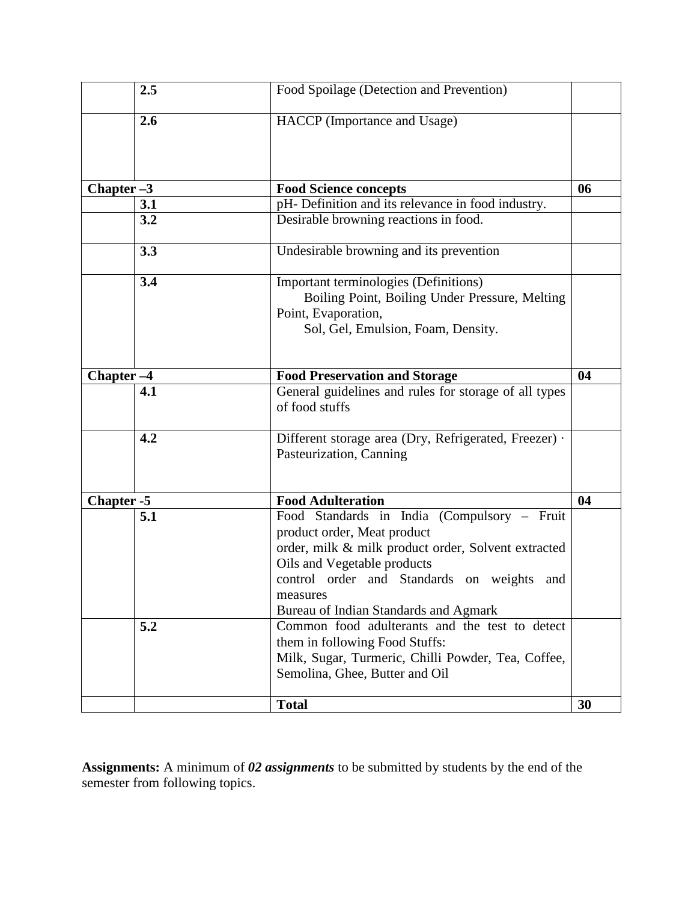| | | | |
|---|---|---|---|
| | **2.5** | Food Spoilage (Detection and Prevention) | |
| | **2.6** | HACCP (Importance and Usage) | |
| **Chapter –3** | | **Food Science concepts** | **06** |
| | **3.1** | pH- Definition and its relevance in food industry. | |
| | **3.2** | Desirable browning reactions in food. | |
| | **3.3** | Undesirable browning and its prevention | |
| | **3.4** | Important terminologies (Definitions) Boiling Point, Boiling Under Pressure, Melting Point, Evaporation, Sol, Gel, Emulsion, Foam, Density. | |
| **Chapter –4** | | **Food Preservation and Storage** | **04** |
| | **4.1** | General guidelines and rules for storage of all types of food stuffs | |
| | **4.2** | Different storage area (Dry, Refrigerated, Freezer) · Pasteurization, Canning | |
| **Chapter -5** | | **Food Adulteration** | **04** |
| | **5.1** | Food Standards in India (Compulsory – Fruit product order, Meat product order, milk & milk product order, Solvent extracted Oils and Vegetable products control order and Standards on weights and measures Bureau of Indian Standards and Agmark | |
| | **5.2** | Common food adulterants and the test to detect them in following Food Stuffs: Milk, Sugar, Turmeric, Chilli Powder, Tea, Coffee, Semolina, Ghee, Butter and Oil | |
| | | **Total** | **30** |

**Assignments:** A minimum of ***02 assignments*** to be submitted by students by the end of the semester from following topics.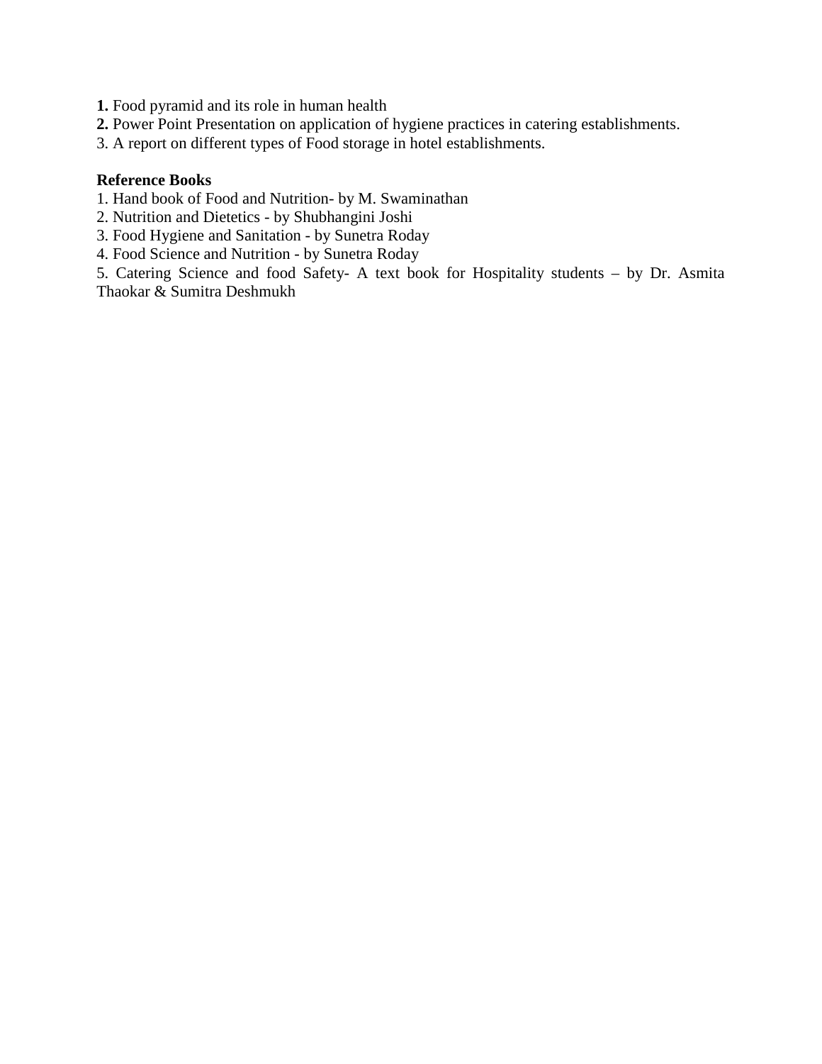**1.** Food pyramid and its role in human health

**2.** Power Point Presentation on application of hygiene practices in catering establishments.

3. A report on different types of Food storage in hotel establishments.

**Reference Books**

1. Hand book of Food and Nutrition- by M. Swaminathan
2. Nutrition and Dietetics - by Shubhangini Joshi
3. Food Hygiene and Sanitation - by Sunetra Roday
4. Food Science and Nutrition - by Sunetra Roday
5. Catering Science and food Safety- A text book for Hospitality students – by Dr. Asmita Thaokar & Sumitra Deshmukh